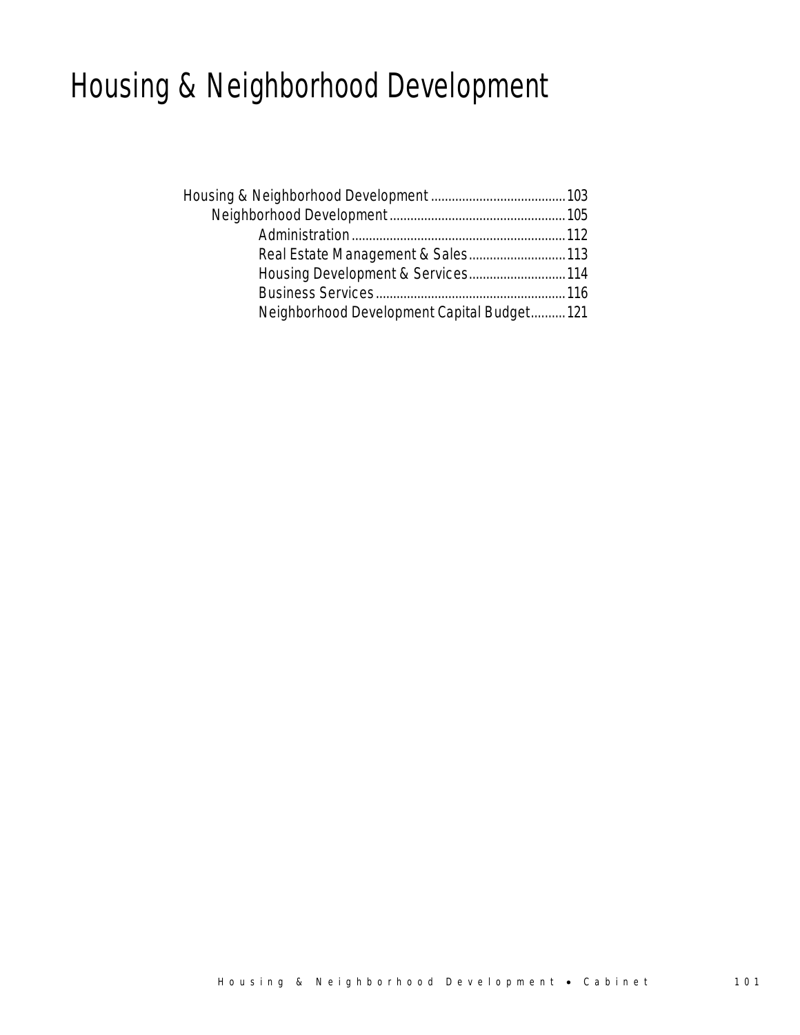# Housing & Neighborhood Development

- Housing & Neighborhood Development ....................................... 103
  - Neighborhood Development ................................................... 105
    - Administration ............................................................... 112
    - Real Estate Management & Sales ............................ 113
    - Housing Development & Services ............................ 114
    - Business Services ....................................................... 116
    - Neighborhood Development Capital Budget .......... 121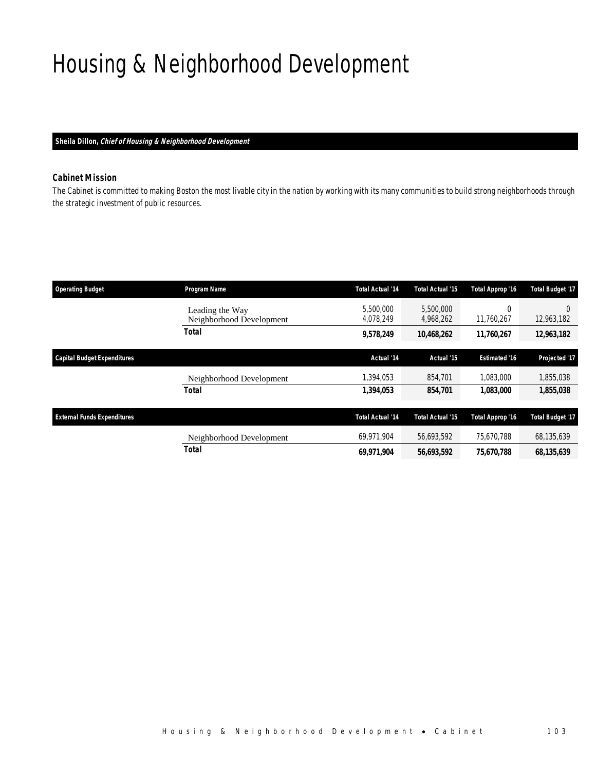# Housing & Neighborhood Development

**Sheila Dillon, *Chief of Housing & Neighborhood Development***

### Cabinet Mission

*The Cabinet is committed to making Boston the most livable city in the nation by working with its many communities to build strong neighborhoods through the strategic investment of public resources.*

| Operating Budget | Program Name | Total Actual '14 | Total Actual '15 | Total Approp '16 | Total Budget '17 |
|---|---|---|---|---|---|
| | Leading the Way | 5,500,000 | 5,500,000 | 0 | 0 |
| | Neighborhood Development | 4,078,249 | 4,968,262 | 11,760,267 | 12,963,182 |
| | **Total** | **9,578,249** | **10,468,262** | **11,760,267** | **12,963,182** |

| Capital Budget Expenditures | | Actual '14 | Actual '15 | Estimated '16 | Projected '17 |
|---|---|---|---|---|---|
| | Neighborhood Development | 1,394,053 | 854,701 | 1,083,000 | 1,855,038 |
| | **Total** | **1,394,053** | **854,701** | **1,083,000** | **1,855,038** |

| External Funds Expenditures | | Total Actual '14 | Total Actual '15 | Total Approp '16 | Total Budget '17 |
|---|---|---|---|---|---|
| | Neighborhood Development | 69,971,904 | 56,693,592 | 75,670,788 | 68,135,639 |
| | **Total** | **69,971,904** | **56,693,592** | **75,670,788** | **68,135,639** |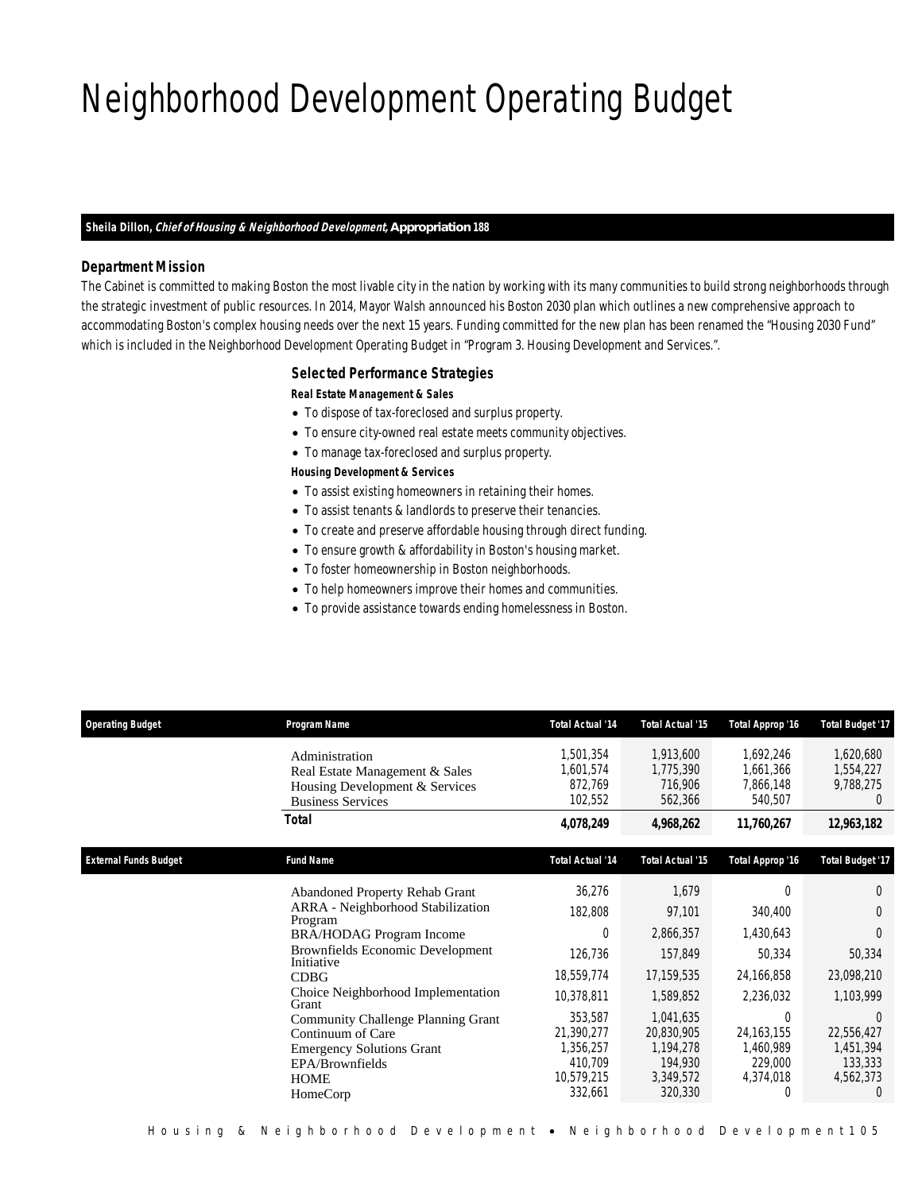# Neighborhood Development Operating Budget

**Sheila Dillon, *Chief of Housing & Neighborhood Development,* Appropriation 188**

### Department Mission

The Cabinet is committed to making Boston the most livable city in the nation by working with its many communities to build strong neighborhoods through the strategic investment of public resources. In 2014, Mayor Walsh announced his Boston 2030 plan which outlines a new comprehensive approach to accommodating Boston's complex housing needs over the next 15 years. Funding committed for the new plan has been renamed the "Housing 2030 Fund" which is included in the Neighborhood Development Operating Budget in "Program 3. Housing Development and Services.".

### Selected Performance Strategies

**Real Estate Management & Sales**

- To dispose of tax-foreclosed and surplus property.
- To ensure city-owned real estate meets community objectives.
- To manage tax-foreclosed and surplus property.

**Housing Development & Services**

- To assist existing homeowners in retaining their homes.
- To assist tenants & landlords to preserve their tenancies.
- To create and preserve affordable housing through direct funding.
- To ensure growth & affordability in Boston's housing market.
- To foster homeownership in Boston neighborhoods.
- To help homeowners improve their homes and communities.
- To provide assistance towards ending homelessness in Boston.

| Operating Budget | Program Name | Total Actual '14 | Total Actual '15 | Total Approp '16 | Total Budget '17 |
|---|---|---|---|---|---|
| | Administration | 1,501,354 | 1,913,600 | 1,692,246 | 1,620,680 |
| | Real Estate Management & Sales | 1,601,574 | 1,775,390 | 1,661,366 | 1,554,227 |
| | Housing Development & Services | 872,769 | 716,906 | 7,866,148 | 9,788,275 |
| | Business Services | 102,552 | 562,366 | 540,507 | 0 |
| | **Total** | **4,078,249** | **4,968,262** | **11,760,267** | **12,963,182** |

| External Funds Budget | Fund Name | Total Actual '14 | Total Actual '15 | Total Approp '16 | Total Budget '17 |
|---|---|---|---|---|---|
| | Abandoned Property Rehab Grant | 36,276 | 1,679 | 0 | 0 |
| | ARRA - Neighborhood Stabilization Program | 182,808 | 97,101 | 340,400 | 0 |
| | BRA/HODAG Program Income | 0 | 2,866,357 | 1,430,643 | 0 |
| | Brownfields Economic Development Initiative | 126,736 | 157,849 | 50,334 | 50,334 |
| | CDBG | 18,559,774 | 17,159,535 | 24,166,858 | 23,098,210 |
| | Choice Neighborhood Implementation Grant | 10,378,811 | 1,589,852 | 2,236,032 | 1,103,999 |
| | Community Challenge Planning Grant | 353,587 | 1,041,635 | 0 | 0 |
| | Continuum of Care | 21,390,277 | 20,830,905 | 24,163,155 | 22,556,427 |
| | Emergency Solutions Grant | 1,356,257 | 1,194,278 | 1,460,989 | 1,451,394 |
| | EPA/Brownfields | 410,709 | 194,930 | 229,000 | 133,333 |
| | HOME | 10,579,215 | 3,349,572 | 4,374,018 | 4,562,373 |
| | HomeCorp | 332,661 | 320,330 | 0 | 0 |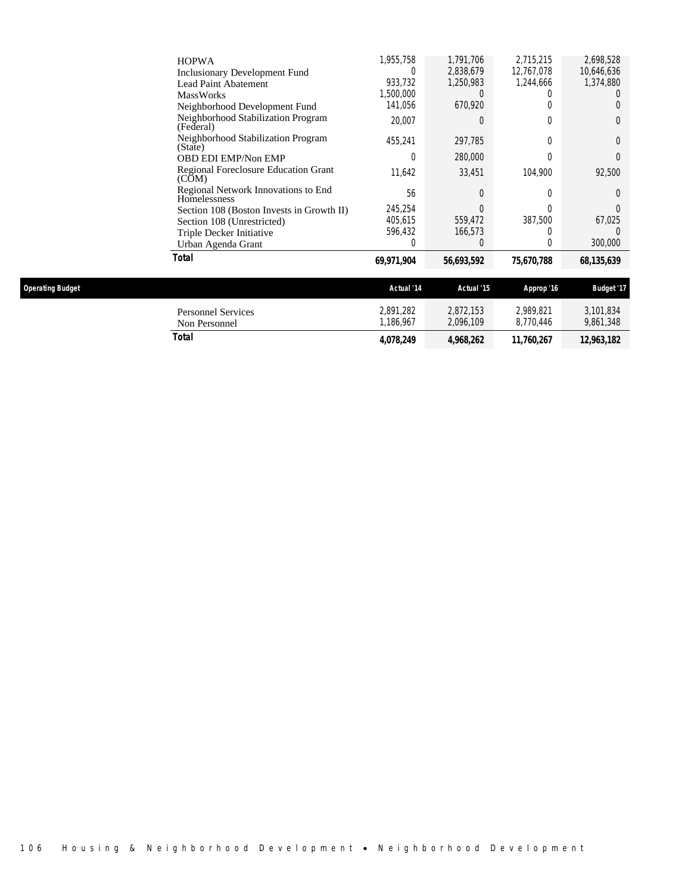| | Actual '14 | Actual '15 | Approp '16 | Budget '17 |
|---|---|---|---|---|
| HOPWA | 1,955,758 | 1,791,706 | 2,715,215 | 2,698,528 |
| Inclusionary Development Fund | 0 | 2,838,679 | 12,767,078 | 10,646,636 |
| Lead Paint Abatement | 933,732 | 1,250,983 | 1,244,666 | 1,374,880 |
| MassWorks | 1,500,000 | 0 | 0 | 0 |
| Neighborhood Development Fund | 141,056 | 670,920 | 0 | 0 |
| Neighborhood Stabilization Program (Federal) | 20,007 | 0 | 0 | 0 |
| Neighborhood Stabilization Program (State) | 455,241 | 297,785 | 0 | 0 |
| OBD EDI EMP/Non EMP | 0 | 280,000 | 0 | 0 |
| Regional Foreclosure Education Grant (COM) | 11,642 | 33,451 | 104,900 | 92,500 |
| Regional Network Innovations to End Homelessness | 56 | 0 | 0 | 0 |
| Section 108 (Boston Invests in Growth II) | 245,254 | 0 | 0 | 0 |
| Section 108 (Unrestricted) | 405,615 | 559,472 | 387,500 | 67,025 |
| Triple Decker Initiative | 596,432 | 166,573 | 0 | 0 |
| Urban Agenda Grant | 0 | 0 | 0 | 300,000 |
| **Total** | **69,971,904** | **56,693,592** | **75,670,788** | **68,135,639** |

**Operating Budget**

| | Actual '14 | Actual '15 | Approp '16 | Budget '17 |
|---|---|---|---|---|
| Personnel Services | 2,891,282 | 2,872,153 | 2,989,821 | 3,101,834 |
| Non Personnel | 1,186,967 | 2,096,109 | 8,770,446 | 9,861,348 |
| **Total** | **4,078,249** | **4,968,262** | **11,760,267** | **12,963,182** |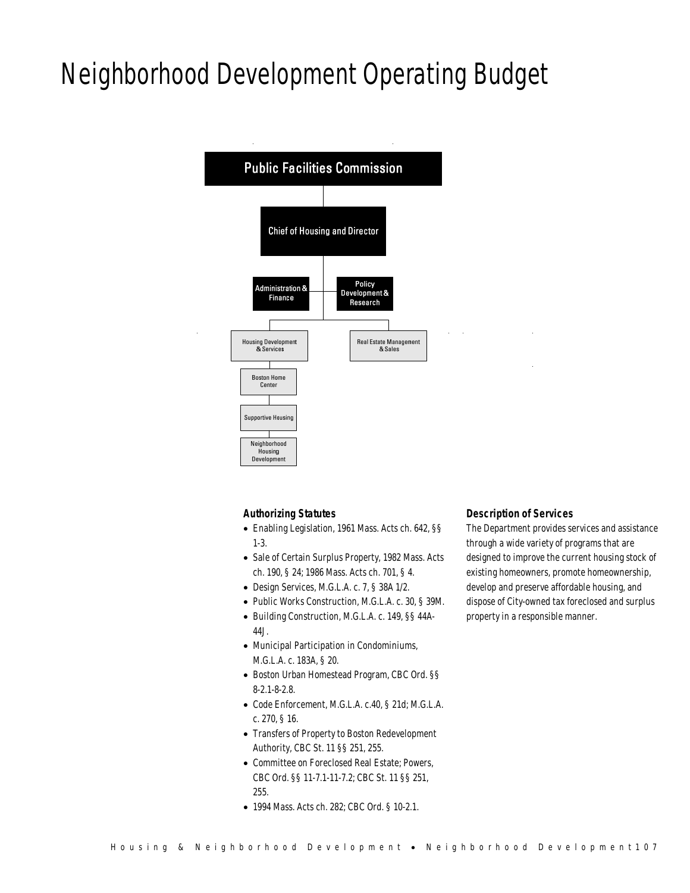# Neighborhood Development Operating Budget

Public Facilities Commission

Chief of Housing and Director

Administration & Finance

Policy Development & Research

Housing Development & Services

Real Estate Management & Sales

Boston Home Center

Supportive Housing

Neighborhood Housing Development

### Authorizing Statutes

- Enabling Legislation, 1961 Mass. Acts ch. 642, §§ 1-3.
- Sale of Certain Surplus Property, 1982 Mass. Acts ch. 190, § 24; 1986 Mass. Acts ch. 701, § 4.
- Design Services, M.G.L.A. c. 7, § 38A 1/2.
- Public Works Construction, M.G.L.A. c. 30, § 39M.
- Building Construction, M.G.L.A. c. 149, §§ 44A-44J.
- Municipal Participation in Condominiums, M.G.L.A. c. 183A, § 20.
- Boston Urban Homestead Program, CBC Ord. §§ 8-2.1-8-2.8.
- Code Enforcement, M.G.L.A. c.40, § 21d; M.G.L.A. c. 270, § 16.
- Transfers of Property to Boston Redevelopment Authority, CBC St. 11 §§ 251, 255.
- Committee on Foreclosed Real Estate; Powers, CBC Ord. §§ 11-7.1-11-7.2; CBC St. 11 §§ 251, 255.
- 1994 Mass. Acts ch. 282; CBC Ord. § 10-2.1.

### Description of Services

The Department provides services and assistance through a wide variety of programs that are designed to improve the current housing stock of existing homeowners, promote homeownership, develop and preserve affordable housing, and dispose of City-owned tax foreclosed and surplus property in a responsible manner.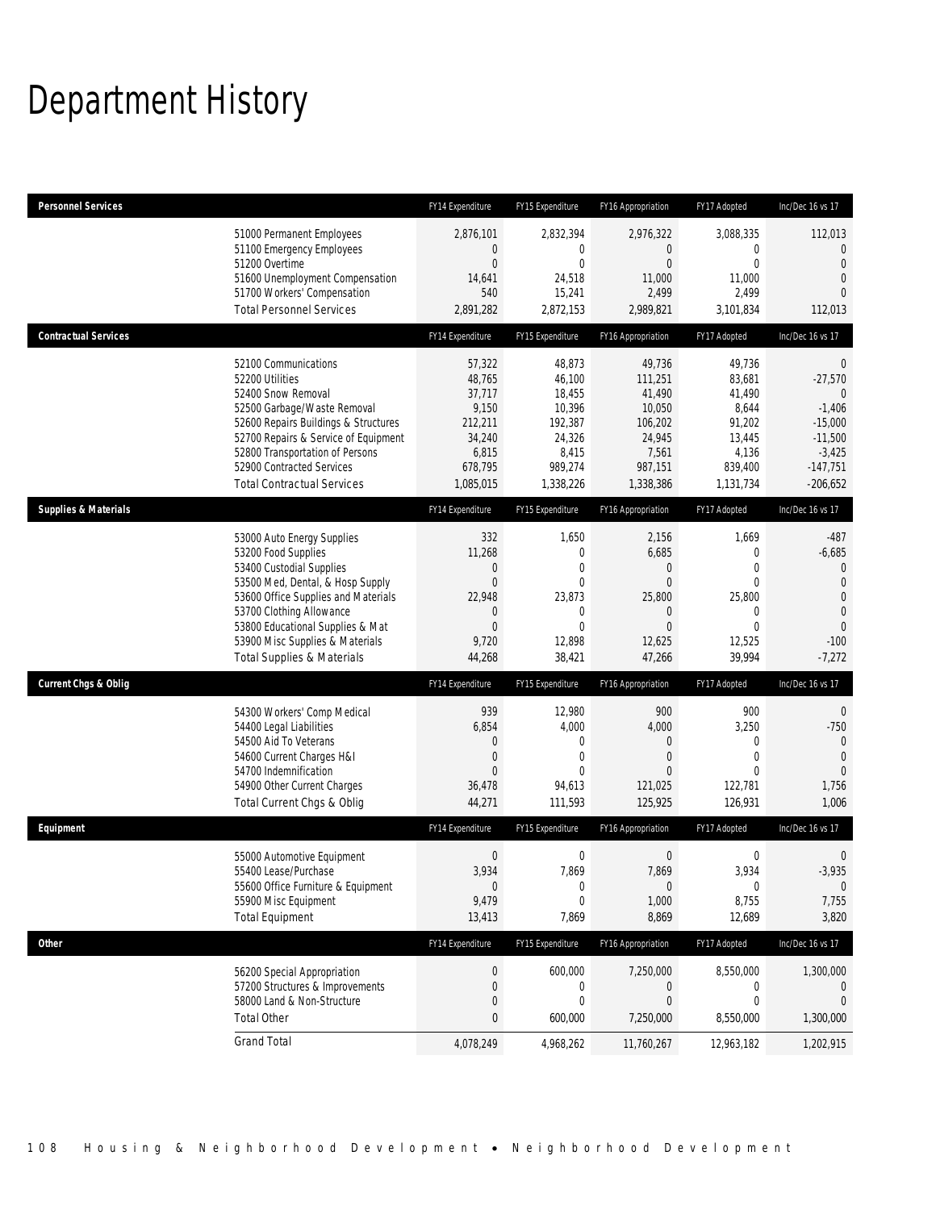# Department History

| Personnel Services | FY14 Expenditure | FY15 Expenditure | FY16 Appropriation | FY17 Adopted | Inc/Dec 16 vs 17 |
|---|---|---|---|---|---|
| 51000 Permanent Employees | 2,876,101 | 2,832,394 | 2,976,322 | 3,088,335 | 112,013 |
| 51100 Emergency Employees | 0 | 0 | 0 | 0 | 0 |
| 51200 Overtime | 0 | 0 | 0 | 0 | 0 |
| 51600 Unemployment Compensation | 14,641 | 24,518 | 11,000 | 11,000 | 0 |
| 51700 Workers' Compensation | 540 | 15,241 | 2,499 | 2,499 | 0 |
| Total Personnel Services | 2,891,282 | 2,872,153 | 2,989,821 | 3,101,834 | 112,013 |

| Contractual Services | FY14 Expenditure | FY15 Expenditure | FY16 Appropriation | FY17 Adopted | Inc/Dec 16 vs 17 |
|---|---|---|---|---|---|
| 52100 Communications | 57,322 | 48,873 | 49,736 | 49,736 | 0 |
| 52200 Utilities | 48,765 | 46,100 | 111,251 | 83,681 | -27,570 |
| 52400 Snow Removal | 37,717 | 18,455 | 41,490 | 41,490 | 0 |
| 52500 Garbage/Waste Removal | 9,150 | 10,396 | 10,050 | 8,644 | -1,406 |
| 52600 Repairs Buildings & Structures | 212,211 | 192,387 | 106,202 | 91,202 | -15,000 |
| 52700 Repairs & Service of Equipment | 34,240 | 24,326 | 24,945 | 13,445 | -11,500 |
| 52800 Transportation of Persons | 6,815 | 8,415 | 7,561 | 4,136 | -3,425 |
| 52900 Contracted Services | 678,795 | 989,274 | 987,151 | 839,400 | -147,751 |
| Total Contractual Services | 1,085,015 | 1,338,226 | 1,338,386 | 1,131,734 | -206,652 |

| Supplies & Materials | FY14 Expenditure | FY15 Expenditure | FY16 Appropriation | FY17 Adopted | Inc/Dec 16 vs 17 |
|---|---|---|---|---|---|
| 53000 Auto Energy Supplies | 332 | 1,650 | 2,156 | 1,669 | -487 |
| 53200 Food Supplies | 11,268 | 0 | 6,685 | 0 | -6,685 |
| 53400 Custodial Supplies | 0 | 0 | 0 | 0 | 0 |
| 53500 Med, Dental, & Hosp Supply | 0 | 0 | 0 | 0 | 0 |
| 53600 Office Supplies and Materials | 22,948 | 23,873 | 25,800 | 25,800 | 0 |
| 53700 Clothing Allowance | 0 | 0 | 0 | 0 | 0 |
| 53800 Educational Supplies & Mat | 0 | 0 | 0 | 0 | 0 |
| 53900 Misc Supplies & Materials | 9,720 | 12,898 | 12,625 | 12,525 | -100 |
| Total Supplies & Materials | 44,268 | 38,421 | 47,266 | 39,994 | -7,272 |

| Current Chgs & Oblig | FY14 Expenditure | FY15 Expenditure | FY16 Appropriation | FY17 Adopted | Inc/Dec 16 vs 17 |
|---|---|---|---|---|---|
| 54300 Workers' Comp Medical | 939 | 12,980 | 900 | 900 | 0 |
| 54400 Legal Liabilities | 6,854 | 4,000 | 4,000 | 3,250 | -750 |
| 54500 Aid To Veterans | 0 | 0 | 0 | 0 | 0 |
| 54600 Current Charges H&I | 0 | 0 | 0 | 0 | 0 |
| 54700 Indemnification | 0 | 0 | 0 | 0 | 0 |
| 54900 Other Current Charges | 36,478 | 94,613 | 121,025 | 122,781 | 1,756 |
| Total Current Chgs & Oblig | 44,271 | 111,593 | 125,925 | 126,931 | 1,006 |

| Equipment | FY14 Expenditure | FY15 Expenditure | FY16 Appropriation | FY17 Adopted | Inc/Dec 16 vs 17 |
|---|---|---|---|---|---|
| 55000 Automotive Equipment | 0 | 0 | 0 | 0 | 0 |
| 55400 Lease/Purchase | 3,934 | 7,869 | 7,869 | 3,934 | -3,935 |
| 55600 Office Furniture & Equipment | 0 | 0 | 0 | 0 | 0 |
| 55900 Misc Equipment | 9,479 | 0 | 1,000 | 8,755 | 7,755 |
| Total Equipment | 13,413 | 7,869 | 8,869 | 12,689 | 3,820 |

| Other | FY14 Expenditure | FY15 Expenditure | FY16 Appropriation | FY17 Adopted | Inc/Dec 16 vs 17 |
|---|---|---|---|---|---|
| 56200 Special Appropriation | 0 | 600,000 | 7,250,000 | 8,550,000 | 1,300,000 |
| 57200 Structures & Improvements | 0 | 0 | 0 | 0 | 0 |
| 58000 Land & Non-Structure | 0 | 0 | 0 | 0 | 0 |
| Total Other | 0 | 600,000 | 7,250,000 | 8,550,000 | 1,300,000 |
| Grand Total | 4,078,249 | 4,968,262 | 11,760,267 | 12,963,182 | 1,202,915 |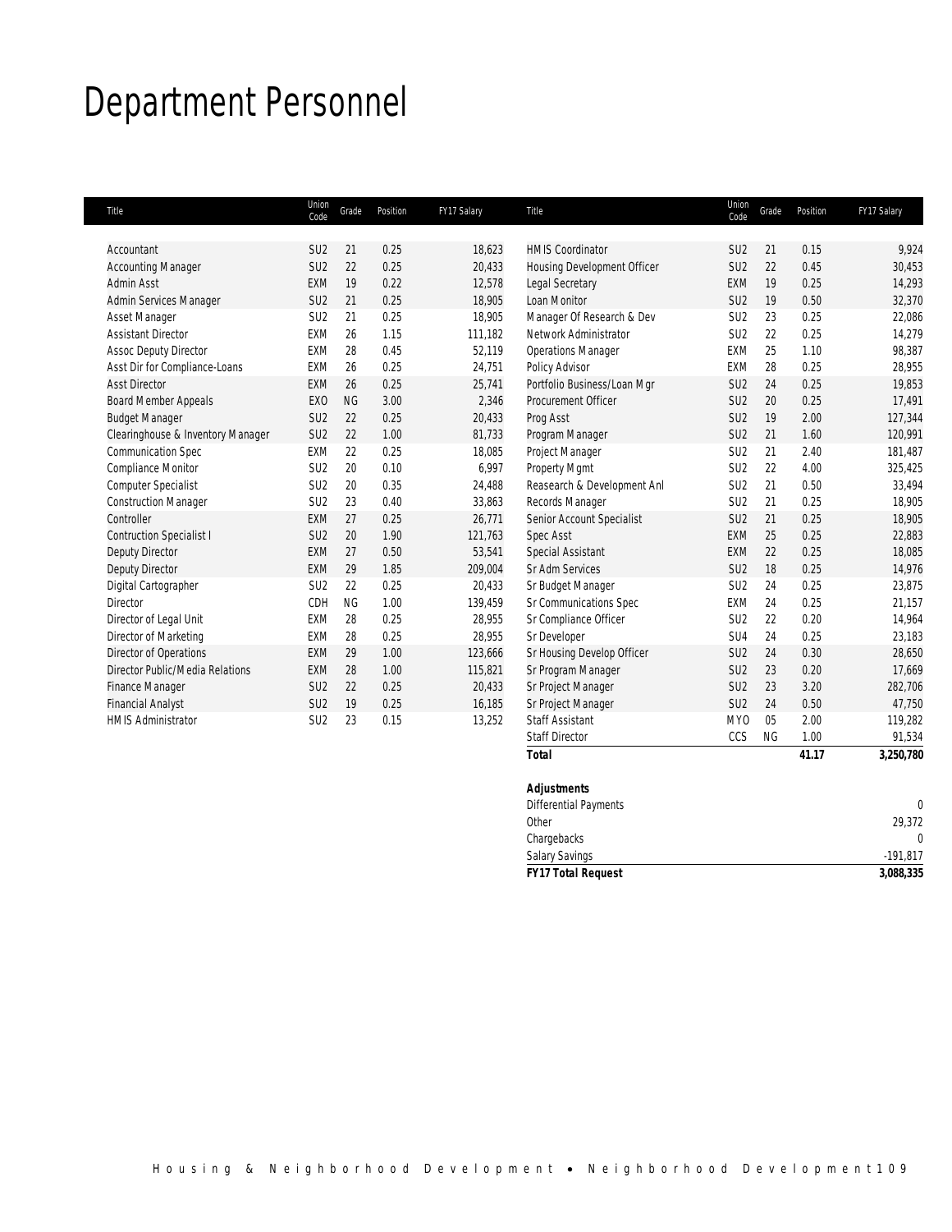# Department Personnel

| Title | Union Code | Grade | Position | FY17 Salary | Title | Union Code | Grade | Position | FY17 Salary |
|---|---|---|---|---|---|---|---|---|---|
| Accountant | SU2 | 21 | 0.25 | 18,623 | HMIS Coordinator | SU2 | 21 | 0.15 | 9,924 |
| Accounting Manager | SU2 | 22 | 0.25 | 20,433 | Housing Development Officer | SU2 | 22 | 0.45 | 30,453 |
| Admin Asst | EXM | 19 | 0.22 | 12,578 | Legal Secretary | EXM | 19 | 0.25 | 14,293 |
| Admin Services Manager | SU2 | 21 | 0.25 | 18,905 | Loan Monitor | SU2 | 19 | 0.50 | 32,370 |
| Asset Manager | SU2 | 21 | 0.25 | 18,905 | Manager Of Research & Dev | SU2 | 23 | 0.25 | 22,086 |
| Assistant Director | EXM | 26 | 1.15 | 111,182 | Network Administrator | SU2 | 22 | 0.25 | 14,279 |
| Assoc Deputy Director | EXM | 28 | 0.45 | 52,119 | Operations Manager | EXM | 25 | 1.10 | 98,387 |
| Asst Dir for Compliance-Loans | EXM | 26 | 0.25 | 24,751 | Policy Advisor | EXM | 28 | 0.25 | 28,955 |
| Asst Director | EXM | 26 | 0.25 | 25,741 | Portfolio Business/Loan Mgr | SU2 | 24 | 0.25 | 19,853 |
| Board Member Appeals | EXO | NG | 3.00 | 2,346 | Procurement Officer | SU2 | 20 | 0.25 | 17,491 |
| Budget Manager | SU2 | 22 | 0.25 | 20,433 | Prog Asst | SU2 | 19 | 2.00 | 127,344 |
| Clearinghouse & Inventory Manager | SU2 | 22 | 1.00 | 81,733 | Program Manager | SU2 | 21 | 1.60 | 120,991 |
| Communication Spec | EXM | 22 | 0.25 | 18,085 | Project Manager | SU2 | 21 | 2.40 | 181,487 |
| Compliance Monitor | SU2 | 20 | 0.10 | 6,997 | Property Mgmt | SU2 | 22 | 4.00 | 325,425 |
| Computer Specialist | SU2 | 20 | 0.35 | 24,488 | Reasearch & Development Anl | SU2 | 21 | 0.50 | 33,494 |
| Construction Manager | SU2 | 23 | 0.40 | 33,863 | Records Manager | SU2 | 21 | 0.25 | 18,905 |
| Controller | EXM | 27 | 0.25 | 26,771 | Senior Account Specialist | SU2 | 21 | 0.25 | 18,905 |
| Contruction Specialist I | SU2 | 20 | 1.90 | 121,763 | Spec Asst | EXM | 25 | 0.25 | 22,883 |
| Deputy Director | EXM | 27 | 0.50 | 53,541 | Special Assistant | EXM | 22 | 0.25 | 18,085 |
| Deputy Director | EXM | 29 | 1.85 | 209,004 | Sr Adm Services | SU2 | 18 | 0.25 | 14,976 |
| Digital Cartographer | SU2 | 22 | 0.25 | 20,433 | Sr Budget Manager | SU2 | 24 | 0.25 | 23,875 |
| Director | CDH | NG | 1.00 | 139,459 | Sr Communications Spec | EXM | 24 | 0.25 | 21,157 |
| Director of Legal Unit | EXM | 28 | 0.25 | 28,955 | Sr Compliance Officer | SU2 | 22 | 0.20 | 14,964 |
| Director of Marketing | EXM | 28 | 0.25 | 28,955 | Sr Developer | SU4 | 24 | 0.25 | 23,183 |
| Director of Operations | EXM | 29 | 1.00 | 123,666 | Sr Housing Develop Officer | SU2 | 24 | 0.30 | 28,650 |
| Director Public/Media Relations | EXM | 28 | 1.00 | 115,821 | Sr Program Manager | SU2 | 23 | 0.20 | 17,669 |
| Finance Manager | SU2 | 22 | 0.25 | 20,433 | Sr Project Manager | SU2 | 23 | 3.20 | 282,706 |
| Financial Analyst | SU2 | 19 | 0.25 | 16,185 | Sr Project Manager | SU2 | 24 | 0.50 | 47,750 |
| HMIS Administrator | SU2 | 23 | 0.15 | 13,252 | Staff Assistant | MYO | 05 | 2.00 | 119,282 |
| | | | | | Staff Director | CCS | NG | 1.00 | 91,534 |
| | | | | | **Total** | | | **41.17** | **3,250,780** |

| Adjustments | |
|---|---|
| Differential Payments | 0 |
| Other | 29,372 |
| Chargebacks | 0 |
| Salary Savings | -191,817 |
| **FY17 Total Request** | **3,088,335** |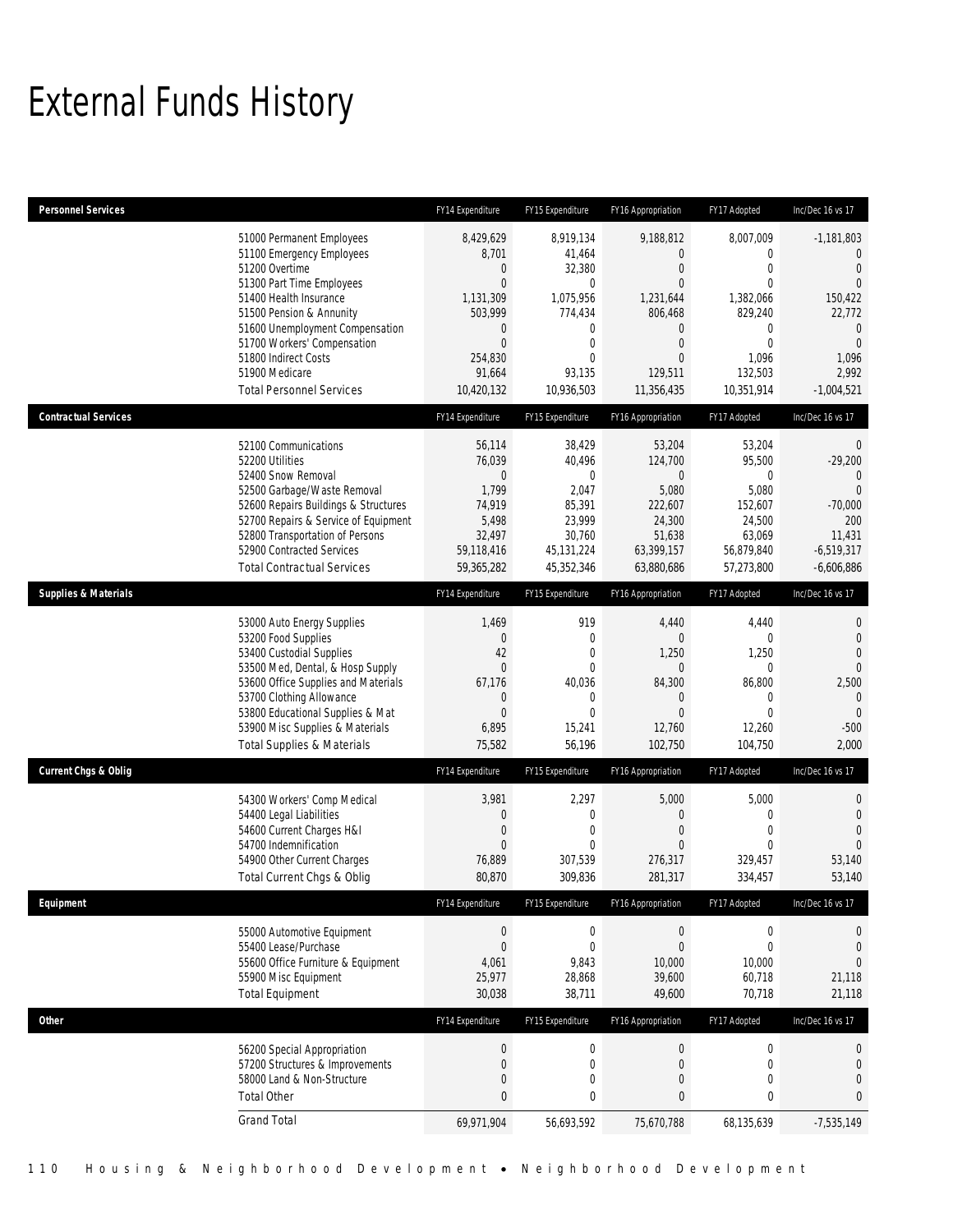# External Funds History

| Personnel Services | FY14 Expenditure | FY15 Expenditure | FY16 Appropriation | FY17 Adopted | Inc/Dec 16 vs 17 |
|---|---|---|---|---|---|
| 51000 Permanent Employees | 8,429,629 | 8,919,134 | 9,188,812 | 8,007,009 | -1,181,803 |
| 51100 Emergency Employees | 8,701 | 41,464 | 0 | 0 | 0 |
| 51200 Overtime | 0 | 32,380 | 0 | 0 | 0 |
| 51300 Part Time Employees | 0 | 0 | 0 | 0 | 0 |
| 51400 Health Insurance | 1,131,309 | 1,075,956 | 1,231,644 | 1,382,066 | 150,422 |
| 51500 Pension & Annunity | 503,999 | 774,434 | 806,468 | 829,240 | 22,772 |
| 51600 Unemployment Compensation | 0 | 0 | 0 | 0 | 0 |
| 51700 Workers' Compensation | 0 | 0 | 0 | 0 | 0 |
| 51800 Indirect Costs | 254,830 | 0 | 0 | 1,096 | 1,096 |
| 51900 Medicare | 91,664 | 93,135 | 129,511 | 132,503 | 2,992 |
| Total Personnel Services | 10,420,132 | 10,936,503 | 11,356,435 | 10,351,914 | -1,004,521 |

| Contractual Services | FY14 Expenditure | FY15 Expenditure | FY16 Appropriation | FY17 Adopted | Inc/Dec 16 vs 17 |
|---|---|---|---|---|---|
| 52100 Communications | 56,114 | 38,429 | 53,204 | 53,204 | 0 |
| 52200 Utilities | 76,039 | 40,496 | 124,700 | 95,500 | -29,200 |
| 52400 Snow Removal | 0 | 0 | 0 | 0 | 0 |
| 52500 Garbage/Waste Removal | 1,799 | 2,047 | 5,080 | 5,080 | 0 |
| 52600 Repairs Buildings & Structures | 74,919 | 85,391 | 222,607 | 152,607 | -70,000 |
| 52700 Repairs & Service of Equipment | 5,498 | 23,999 | 24,300 | 24,500 | 200 |
| 52800 Transportation of Persons | 32,497 | 30,760 | 51,638 | 63,069 | 11,431 |
| 52900 Contracted Services | 59,118,416 | 45,131,224 | 63,399,157 | 56,879,840 | -6,519,317 |
| Total Contractual Services | 59,365,282 | 45,352,346 | 63,880,686 | 57,273,800 | -6,606,886 |

| Supplies & Materials | FY14 Expenditure | FY15 Expenditure | FY16 Appropriation | FY17 Adopted | Inc/Dec 16 vs 17 |
|---|---|---|---|---|---|
| 53000 Auto Energy Supplies | 1,469 | 919 | 4,440 | 4,440 | 0 |
| 53200 Food Supplies | 0 | 0 | 0 | 0 | 0 |
| 53400 Custodial Supplies | 42 | 0 | 1,250 | 1,250 | 0 |
| 53500 Med, Dental, & Hosp Supply | 0 | 0 | 0 | 0 | 0 |
| 53600 Office Supplies and Materials | 67,176 | 40,036 | 84,300 | 86,800 | 2,500 |
| 53700 Clothing Allowance | 0 | 0 | 0 | 0 | 0 |
| 53800 Educational Supplies & Mat | 0 | 0 | 0 | 0 | 0 |
| 53900 Misc Supplies & Materials | 6,895 | 15,241 | 12,760 | 12,260 | -500 |
| Total Supplies & Materials | 75,582 | 56,196 | 102,750 | 104,750 | 2,000 |

| Current Chgs & Oblig | FY14 Expenditure | FY15 Expenditure | FY16 Appropriation | FY17 Adopted | Inc/Dec 16 vs 17 |
|---|---|---|---|---|---|
| 54300 Workers' Comp Medical | 3,981 | 2,297 | 5,000 | 5,000 | 0 |
| 54400 Legal Liabilities | 0 | 0 | 0 | 0 | 0 |
| 54600 Current Charges H&I | 0 | 0 | 0 | 0 | 0 |
| 54700 Indemnification | 0 | 0 | 0 | 0 | 0 |
| 54900 Other Current Charges | 76,889 | 307,539 | 276,317 | 329,457 | 53,140 |
| Total Current Chgs & Oblig | 80,870 | 309,836 | 281,317 | 334,457 | 53,140 |

| Equipment | FY14 Expenditure | FY15 Expenditure | FY16 Appropriation | FY17 Adopted | Inc/Dec 16 vs 17 |
|---|---|---|---|---|---|
| 55000 Automotive Equipment | 0 | 0 | 0 | 0 | 0 |
| 55400 Lease/Purchase | 0 | 0 | 0 | 0 | 0 |
| 55600 Office Furniture & Equipment | 4,061 | 9,843 | 10,000 | 10,000 | 0 |
| 55900 Misc Equipment | 25,977 | 28,868 | 39,600 | 60,718 | 21,118 |
| Total Equipment | 30,038 | 38,711 | 49,600 | 70,718 | 21,118 |

| Other | FY14 Expenditure | FY15 Expenditure | FY16 Appropriation | FY17 Adopted | Inc/Dec 16 vs 17 |
|---|---|---|---|---|---|
| 56200 Special Appropriation | 0 | 0 | 0 | 0 | 0 |
| 57200 Structures & Improvements | 0 | 0 | 0 | 0 | 0 |
| 58000 Land & Non-Structure | 0 | 0 | 0 | 0 | 0 |
| Total Other | 0 | 0 | 0 | 0 | 0 |
| Grand Total | 69,971,904 | 56,693,592 | 75,670,788 | 68,135,639 | -7,535,149 |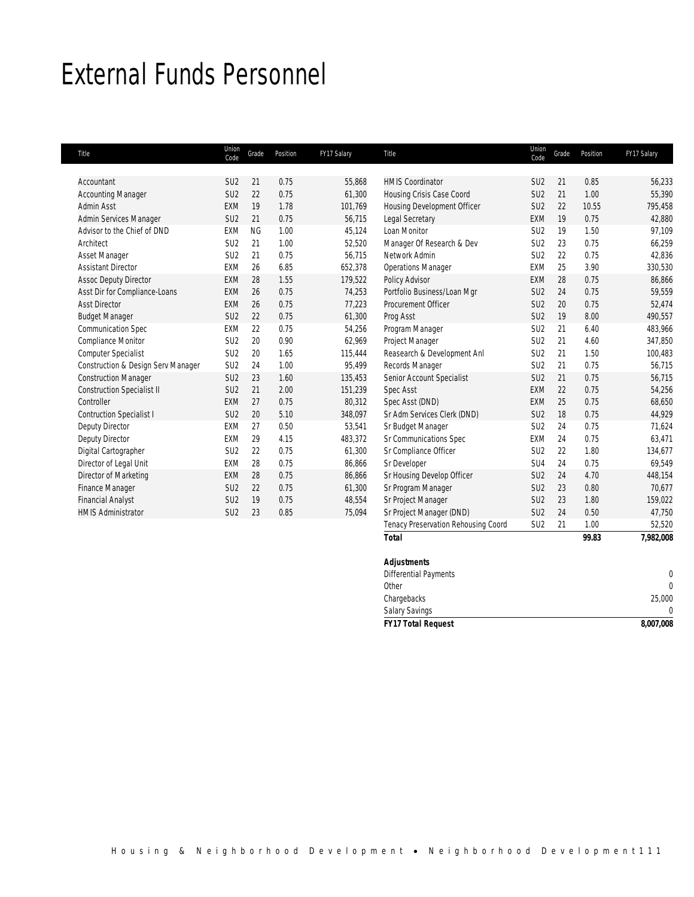# External Funds Personnel

| Title | Union Code | Grade | Position | FY17 Salary | Title | Union Code | Grade | Position | FY17 Salary |
|---|---|---|---|---|---|---|---|---|---|
| Accountant | SU2 | 21 | 0.75 | 55,868 | HMIS Coordinator | SU2 | 21 | 0.85 | 56,233 |
| Accounting Manager | SU2 | 22 | 0.75 | 61,300 | Housing Crisis Case Coord | SU2 | 21 | 1.00 | 55,390 |
| Admin Asst | EXM | 19 | 1.78 | 101,769 | Housing Development Officer | SU2 | 22 | 10.55 | 795,458 |
| Admin Services Manager | SU2 | 21 | 0.75 | 56,715 | Legal Secretary | EXM | 19 | 0.75 | 42,880 |
| Advisor to the Chief of DND | EXM | NG | 1.00 | 45,124 | Loan Monitor | SU2 | 19 | 1.50 | 97,109 |
| Architect | SU2 | 21 | 1.00 | 52,520 | Manager Of Research & Dev | SU2 | 23 | 0.75 | 66,259 |
| Asset Manager | SU2 | 21 | 0.75 | 56,715 | Network Admin | SU2 | 22 | 0.75 | 42,836 |
| Assistant Director | EXM | 26 | 6.85 | 652,378 | Operations Manager | EXM | 25 | 3.90 | 330,530 |
| Assoc Deputy Director | EXM | 28 | 1.55 | 179,522 | Policy Advisor | EXM | 28 | 0.75 | 86,866 |
| Asst Dir for Compliance-Loans | EXM | 26 | 0.75 | 74,253 | Portfolio Business/Loan Mgr | SU2 | 24 | 0.75 | 59,559 |
| Asst Director | EXM | 26 | 0.75 | 77,223 | Procurement Officer | SU2 | 20 | 0.75 | 52,474 |
| Budget Manager | SU2 | 22 | 0.75 | 61,300 | Prog Asst | SU2 | 19 | 8.00 | 490,557 |
| Communication Spec | EXM | 22 | 0.75 | 54,256 | Program Manager | SU2 | 21 | 6.40 | 483,966 |
| Compliance Monitor | SU2 | 20 | 0.90 | 62,969 | Project Manager | SU2 | 21 | 4.60 | 347,850 |
| Computer Specialist | SU2 | 20 | 1.65 | 115,444 | Reasearch & Development Anl | SU2 | 21 | 1.50 | 100,483 |
| Construction & Design Serv Manager | SU2 | 24 | 1.00 | 95,499 | Records Manager | SU2 | 21 | 0.75 | 56,715 |
| Construction Manager | SU2 | 23 | 1.60 | 135,453 | Senior Account Specialist | SU2 | 21 | 0.75 | 56,715 |
| Construction Specialist II | SU2 | 21 | 2.00 | 151,239 | Spec Asst | EXM | 22 | 0.75 | 54,256 |
| Controller | EXM | 27 | 0.75 | 80,312 | Spec Asst (DND) | EXM | 25 | 0.75 | 68,650 |
| Contruction Specialist I | SU2 | 20 | 5.10 | 348,097 | Sr Adm Services Clerk (DND) | SU2 | 18 | 0.75 | 44,929 |
| Deputy Director | EXM | 27 | 0.50 | 53,541 | Sr Budget Manager | SU2 | 24 | 0.75 | 71,624 |
| Deputy Director | EXM | 29 | 4.15 | 483,372 | Sr Communications Spec | EXM | 24 | 0.75 | 63,471 |
| Digital Cartographer | SU2 | 22 | 0.75 | 61,300 | Sr Compliance Officer | SU2 | 22 | 1.80 | 134,677 |
| Director of Legal Unit | EXM | 28 | 0.75 | 86,866 | Sr Developer | SU4 | 24 | 0.75 | 69,549 |
| Director of Marketing | EXM | 28 | 0.75 | 86,866 | Sr Housing Develop Officer | SU2 | 24 | 4.70 | 448,154 |
| Finance Manager | SU2 | 22 | 0.75 | 61,300 | Sr Program Manager | SU2 | 23 | 0.80 | 70,677 |
| Financial Analyst | SU2 | 19 | 0.75 | 48,554 | Sr Project Manager | SU2 | 23 | 1.80 | 159,022 |
| HMIS Administrator | SU2 | 23 | 0.85 | 75,094 | Sr Project Manager (DND) | SU2 | 24 | 0.50 | 47,750 |
| | | | | | Tenacy Preservation Rehousing Coord | SU2 | 21 | 1.00 | 52,520 |
| | | | | | **Total** | | | **99.83** | **7,982,008** |

| **Adjustments** | |
|---|---|
| Differential Payments | 0 |
| Other | 0 |
| Chargebacks | 25,000 |
| Salary Savings | 0 |
| **FY17 Total Request** | **8,007,008** |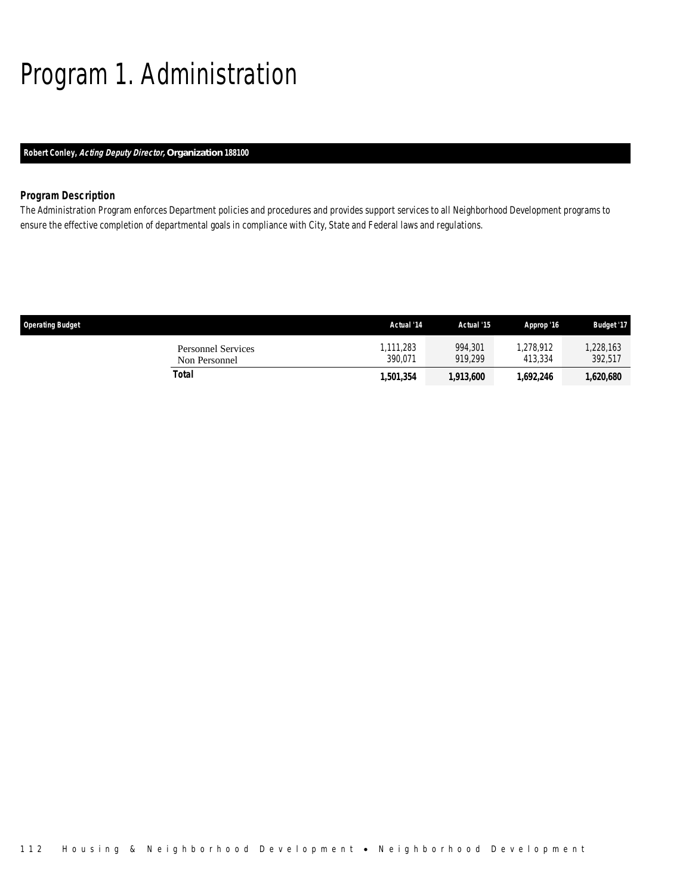# Program 1. Administration

**Robert Conley, *Acting Deputy Director,* Organization 188100**

### *Program Description*

The Administration Program enforces Department policies and procedures and provides support services to all Neighborhood Development programs to ensure the effective completion of departmental goals in compliance with City, State and Federal laws and regulations.

| Operating Budget | Actual '14 | Actual '15 | Approp '16 | Budget '17 |
|---|---|---|---|---|
| Personnel Services | 1,111,283 | 994,301 | 1,278,912 | 1,228,163 |
| Non Personnel | 390,071 | 919,299 | 413,334 | 392,517 |
| **Total** | **1,501,354** | **1,913,600** | **1,692,246** | **1,620,680** |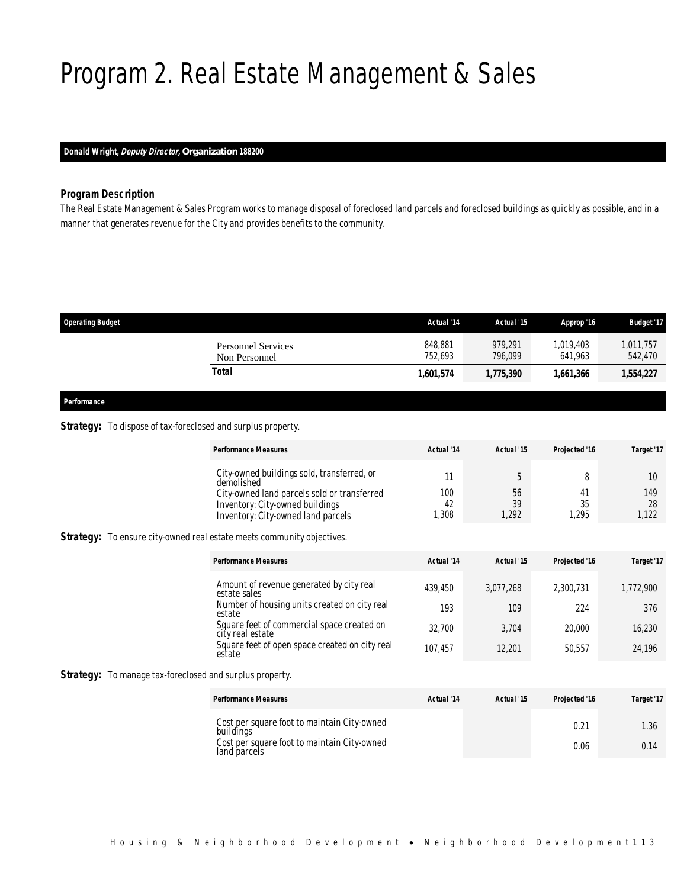# Program 2. Real Estate Management & Sales

**Donald Wright, *Deputy Director,* Organization 188200**

### Program Description

The Real Estate Management & Sales Program works to manage disposal of foreclosed land parcels and foreclosed buildings as quickly as possible, and in a manner that generates revenue for the City and provides benefits to the community.

| Operating Budget | Actual '14 | Actual '15 | Approp '16 | Budget '17 |
|---|---|---|---|---|
| Personnel Services | 848,881 | 979,291 | 1,019,403 | 1,011,757 |
| Non Personnel | 752,693 | 796,099 | 641,963 | 542,470 |
| **Total** | **1,601,574** | **1,775,390** | **1,661,366** | **1,554,227** |

#### Performance

**Strategy:** To dispose of tax-foreclosed and surplus property.

| Performance Measures | Actual '14 | Actual '15 | Projected '16 | Target '17 |
|---|---|---|---|---|
| City-owned buildings sold, transferred, or demolished | 11 | 5 | 8 | 10 |
| City-owned land parcels sold or transferred | 100 | 56 | 41 | 149 |
| Inventory: City-owned buildings | 42 | 39 | 35 | 28 |
| Inventory: City-owned land parcels | 1,308 | 1,292 | 1,295 | 1,122 |

**Strategy:** To ensure city-owned real estate meets community objectives.

| Performance Measures | Actual '14 | Actual '15 | Projected '16 | Target '17 |
|---|---|---|---|---|
| Amount of revenue generated by city real estate sales | 439,450 | 3,077,268 | 2,300,731 | 1,772,900 |
| Number of housing units created on city real estate | 193 | 109 | 224 | 376 |
| Square feet of commercial space created on city real estate | 32,700 | 3,704 | 20,000 | 16,230 |
| Square feet of open space created on city real estate | 107,457 | 12,201 | 50,557 | 24,196 |

**Strategy:** To manage tax-foreclosed and surplus property.

| Performance Measures | Actual '14 | Actual '15 | Projected '16 | Target '17 |
|---|---|---|---|---|
| Cost per square foot to maintain City-owned buildings | | | 0.21 | 1.36 |
| Cost per square foot to maintain City-owned land parcels | | | 0.06 | 0.14 |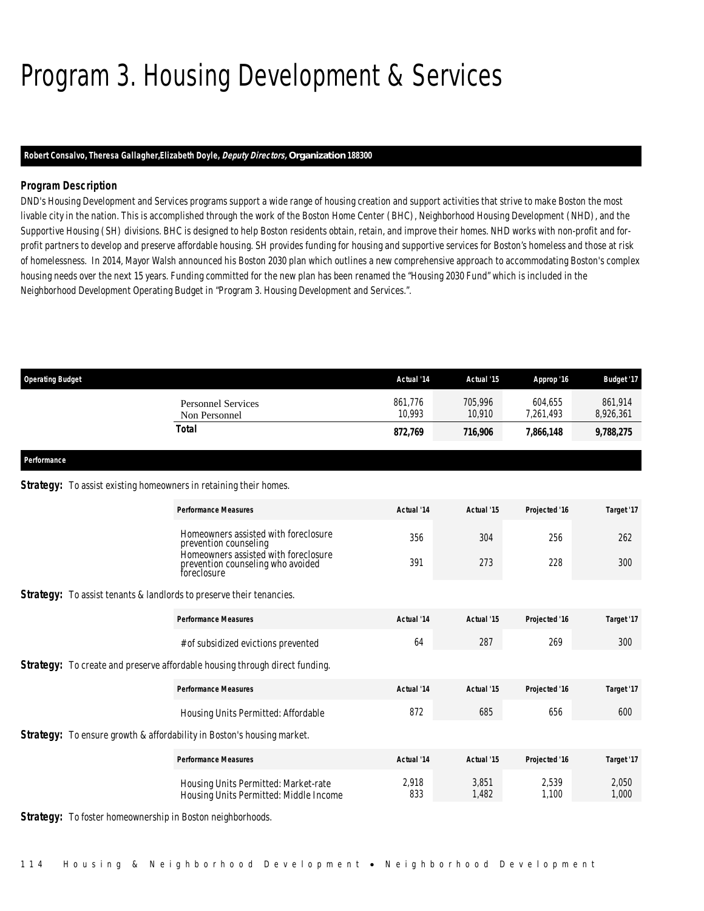# Program 3. Housing Development & Services

**Robert Consalvo, Theresa Gallagher,Elizabeth Doyle, *Deputy Directors,* Organization 188300**

### *Program Description*

DND's Housing Development and Services programs support a wide range of housing creation and support activities that strive to make Boston the most livable city in the nation. This is accomplished through the work of the Boston Home Center (BHC), Neighborhood Housing Development (NHD), and the Supportive Housing (SH) divisions. BHC is designed to help Boston residents obtain, retain, and improve their homes. NHD works with non-profit and for-profit partners to develop and preserve affordable housing. SH provides funding for housing and supportive services for Boston's homeless and those at risk of homelessness. In 2014, Mayor Walsh announced his Boston 2030 plan which outlines a new comprehensive approach to accommodating Boston's complex housing needs over the next 15 years. Funding committed for the new plan has been renamed the "Housing 2030 Fund" which is included in the Neighborhood Development Operating Budget in "Program 3. Housing Development and Services.".

| Operating Budget | Actual '14 | Actual '15 | Approp '16 | Budget '17 |
|---|---|---|---|---|
| Personnel Services | 861,776 | 705,996 | 604,655 | 861,914 |
| Non Personnel | 10,993 | 10,910 | 7,261,493 | 8,926,361 |
| **Total** | **872,769** | **716,906** | **7,866,148** | **9,788,275** |

**Performance**

**Strategy:** To assist existing homeowners in retaining their homes.

| Performance Measures | Actual '14 | Actual '15 | Projected '16 | Target '17 |
|---|---|---|---|---|
| Homeowners assisted with foreclosure prevention counseling | 356 | 304 | 256 | 262 |
| Homeowners assisted with foreclosure prevention counseling who avoided foreclosure | 391 | 273 | 228 | 300 |

**Strategy:** To assist tenants & landlords to preserve their tenancies.

| Performance Measures | Actual '14 | Actual '15 | Projected '16 | Target '17 |
|---|---|---|---|---|
| # of subsidized evictions prevented | 64 | 287 | 269 | 300 |

**Strategy:** To create and preserve affordable housing through direct funding.

| Performance Measures | Actual '14 | Actual '15 | Projected '16 | Target '17 |
|---|---|---|---|---|
| Housing Units Permitted: Affordable | 872 | 685 | 656 | 600 |

**Strategy:** To ensure growth & affordability in Boston's housing market.

| Performance Measures | Actual '14 | Actual '15 | Projected '16 | Target '17 |
|---|---|---|---|---|
| Housing Units Permitted: Market-rate | 2,918 | 3,851 | 2,539 | 2,050 |
| Housing Units Permitted: Middle Income | 833 | 1,482 | 1,100 | 1,000 |

**Strategy:** To foster homeownership in Boston neighborhoods.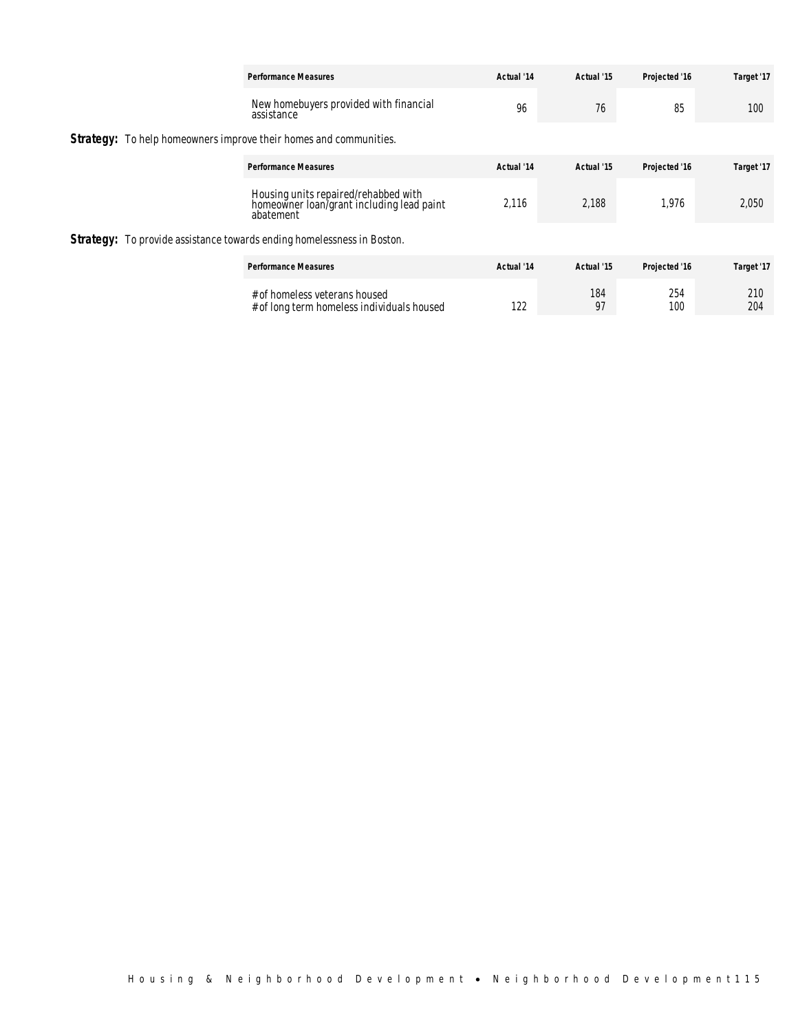| Performance Measures | Actual '14 | Actual '15 | Projected '16 | Target '17 |
|---|---|---|---|---|
| New homebuyers provided with financial assistance | 96 | 76 | 85 | 100 |

**Strategy:** To help homeowners improve their homes and communities.

| Performance Measures | Actual '14 | Actual '15 | Projected '16 | Target '17 |
|---|---|---|---|---|
| Housing units repaired/rehabbed with homeowner loan/grant including lead paint abatement | 2,116 | 2,188 | 1,976 | 2,050 |

**Strategy:** To provide assistance towards ending homelessness in Boston.

| Performance Measures | Actual '14 | Actual '15 | Projected '16 | Target '17 |
|---|---|---|---|---|
| # of homeless veterans housed | | 184 | 254 | 210 |
| # of long term homeless individuals housed | 122 | 97 | 100 | 204 |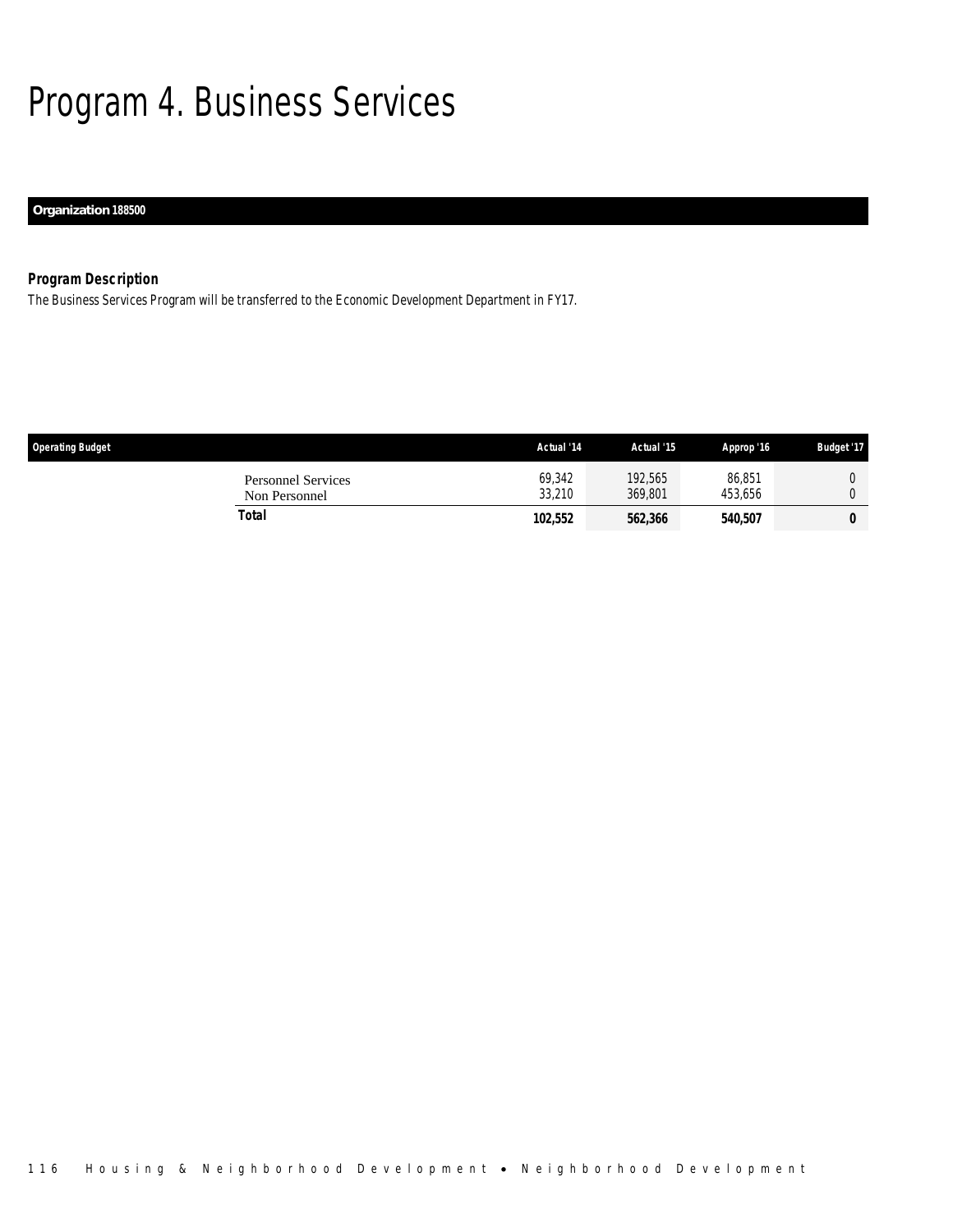# Program 4. Business Services

**Organization 188500**

### *Program Description*

*The Business Services Program will be transferred to the Economic Development Department in FY17.*

| Operating Budget | Actual '14 | Actual '15 | Approp '16 | Budget '17 |
|---|---|---|---|---|
| Personnel Services | 69,342 | 192,565 | 86,851 | 0 |
| Non Personnel | 33,210 | 369,801 | 453,656 | 0 |
| **Total** | **102,552** | **562,366** | **540,507** | **0** |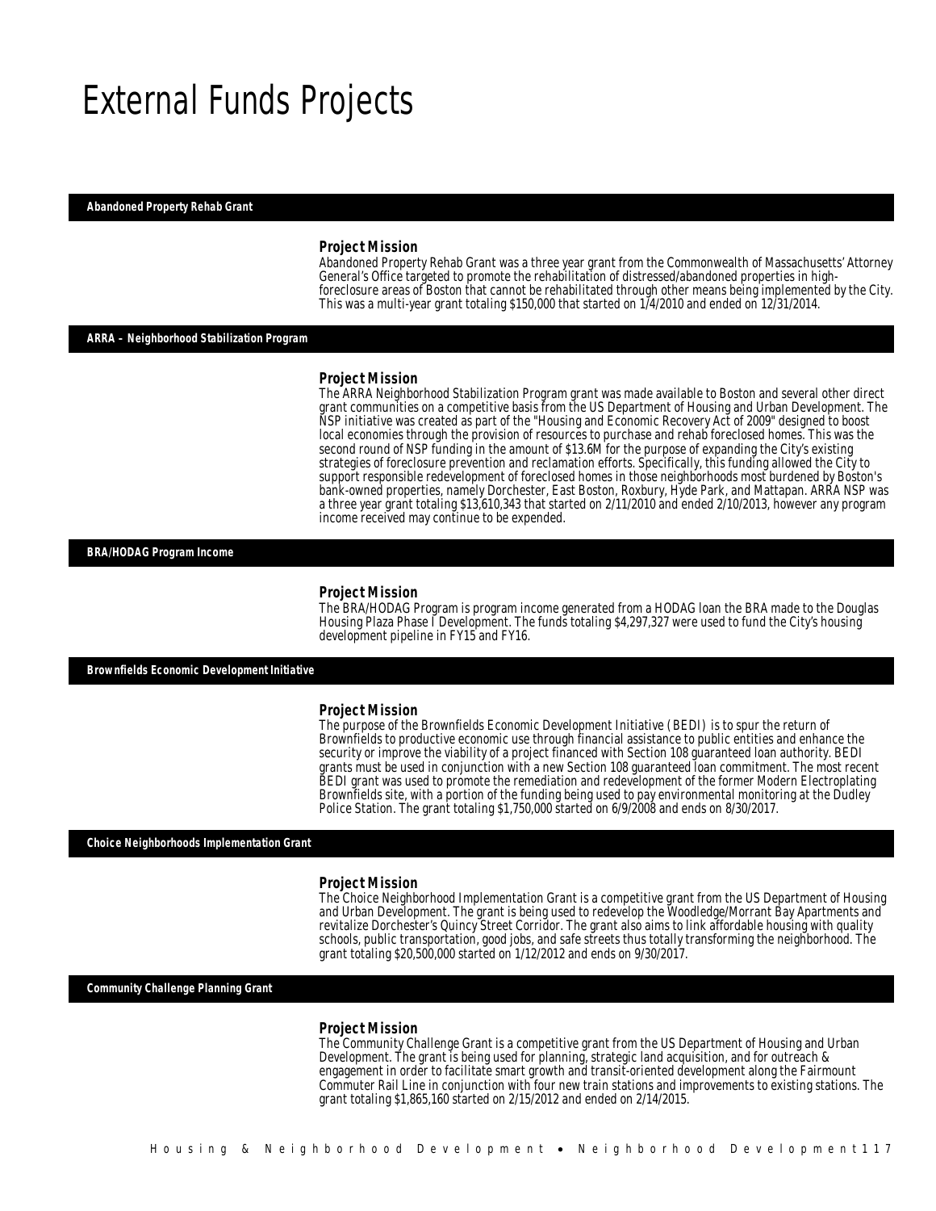# External Funds Projects

## Abandoned Property Rehab Grant

### Project Mission

Abandoned Property Rehab Grant was a three year grant from the Commonwealth of Massachusetts' Attorney General's Office targeted to promote the rehabilitation of distressed/abandoned properties in high-foreclosure areas of Boston that cannot be rehabilitated through other means being implemented by the City. This was a multi-year grant totaling $150,000 that started on 1/4/2010 and ended on 12/31/2014.

## ARRA – Neighborhood Stabilization Program

### Project Mission

The ARRA Neighborhood Stabilization Program grant was made available to Boston and several other direct grant communities on a competitive basis from the US Department of Housing and Urban Development. The NSP initiative was created as part of the "Housing and Economic Recovery Act of 2009" designed to boost local economies through the provision of resources to purchase and rehab foreclosed homes. This was the second round of NSP funding in the amount of $13.6M for the purpose of expanding the City's existing strategies of foreclosure prevention and reclamation efforts. Specifically, this funding allowed the City to support responsible redevelopment of foreclosed homes in those neighborhoods most burdened by Boston's bank-owned properties, namely Dorchester, East Boston, Roxbury, Hyde Park, and Mattapan. ARRA NSP was a three year grant totaling $13,610,343 that started on 2/11/2010 and ended 2/10/2013, however any program income received may continue to be expended.

## BRA/HODAG Program Income

### Project Mission

The BRA/HODAG Program is program income generated from a HODAG loan the BRA made to the Douglas Housing Plaza Phase I Development. The funds totaling $4,297,327 were used to fund the City's housing development pipeline in FY15 and FY16.

## Brownfields Economic Development Initiative

### Project Mission

The purpose of the Brownfields Economic Development Initiative (BEDI) is to spur the return of Brownfields to productive economic use through financial assistance to public entities and enhance the security or improve the viability of a project financed with Section 108 guaranteed loan authority. BEDI grants must be used in conjunction with a new Section 108 guaranteed loan commitment. The most recent BEDI grant was used to promote the remediation and redevelopment of the former Modern Electroplating Brownfields site, with a portion of the funding being used to pay environmental monitoring at the Dudley Police Station. The grant totaling $1,750,000 started on 6/9/2008 and ends on 8/30/2017.

## Choice Neighborhoods Implementation Grant

### Project Mission

The Choice Neighborhood Implementation Grant is a competitive grant from the US Department of Housing and Urban Development. The grant is being used to redevelop the Woodledge/Morrant Bay Apartments and revitalize Dorchester's Quincy Street Corridor. The grant also aims to link affordable housing with quality schools, public transportation, good jobs, and safe streets thus totally transforming the neighborhood. The grant totaling $20,500,000 started on 1/12/2012 and ends on 9/30/2017.

## Community Challenge Planning Grant

### Project Mission

The Community Challenge Grant is a competitive grant from the US Department of Housing and Urban Development. The grant is being used for planning, strategic land acquisition, and for outreach & engagement in order to facilitate smart growth and transit-oriented development along the Fairmount Commuter Rail Line in conjunction with four new train stations and improvements to existing stations. The grant totaling $1,865,160 started on 2/15/2012 and ended on 2/14/2015.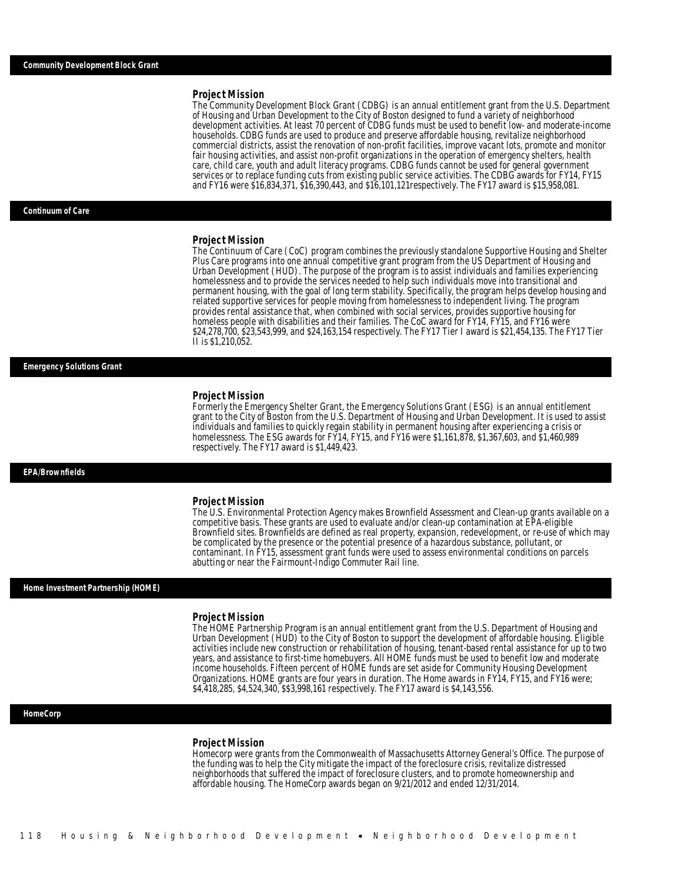## Community Development Block Grant

### Project Mission

The Community Development Block Grant (CDBG) is an annual entitlement grant from the U.S. Department of Housing and Urban Development to the City of Boston designed to fund a variety of neighborhood development activities. At least 70 percent of CDBG funds must be used to benefit low- and moderate-income households. CDBG funds are used to produce and preserve affordable housing, revitalize neighborhood commercial districts, assist the renovation of non-profit facilities, improve vacant lots, promote and monitor fair housing activities, and assist non-profit organizations in the operation of emergency shelters, health care, child care, youth and adult literacy programs. CDBG funds cannot be used for general government services or to replace funding cuts from existing public service activities. The CDBG awards for FY14, FY15 and FY16 were $16,834,371, $16,390,443, and $16,101,121respectively. The FY17 award is $15,958,081.

## Continuum of Care

### Project Mission

The Continuum of Care (CoC) program combines the previously standalone Supportive Housing and Shelter Plus Care programs into one annual competitive grant program from the US Department of Housing and Urban Development (HUD). The purpose of the program is to assist individuals and families experiencing homelessness and to provide the services needed to help such individuals move into transitional and permanent housing, with the goal of long term stability. Specifically, the program helps develop housing and related supportive services for people moving from homelessness to independent living. The program provides rental assistance that, when combined with social services, provides supportive housing for homeless people with disabilities and their families. The CoC award for FY14, FY15, and FY16 were $24,278,700, $23,543,999, and $24,163,154 respectively. The FY17 Tier I award is $21,454,135. The FY17 Tier II is $1,210,052.

## Emergency Solutions Grant

### Project Mission

Formerly the Emergency Shelter Grant, the Emergency Solutions Grant (ESG) is an annual entitlement grant to the City of Boston from the U.S. Department of Housing and Urban Development. It is used to assist individuals and families to quickly regain stability in permanent housing after experiencing a crisis or homelessness. The ESG awards for FY14, FY15, and FY16 were $1,161,878, $1,367,603, and $1,460,989 respectively. The FY17 award is $1,449,423.

## EPA/Brownfields

### Project Mission

The U.S. Environmental Protection Agency makes Brownfield Assessment and Clean-up grants available on a competitive basis. These grants are used to evaluate and/or clean-up contamination at EPA-eligible Brownfield sites. Brownfields are defined as real property, expansion, redevelopment, or re-use of which may be complicated by the presence or the potential presence of a hazardous substance, pollutant, or contaminant. In FY15, assessment grant funds were used to assess environmental conditions on parcels abutting or near the Fairmount-Indigo Commuter Rail line.

## Home Investment Partnership (HOME)

### Project Mission

The HOME Partnership Program is an annual entitlement grant from the U.S. Department of Housing and Urban Development (HUD) to the City of Boston to support the development of affordable housing. Eligible activities include new construction or rehabilitation of housing, tenant-based rental assistance for up to two years, and assistance to first-time homebuyers. All HOME funds must be used to benefit low and moderate income households. Fifteen percent of HOME funds are set aside for Community Housing Development Organizations. HOME grants are four years in duration. The Home awards in FY14, FY15, and FY16 were; $4,418,285, $4,524,340, $$3,998,161 respectively. The FY17 award is $4,143,556.

## HomeCorp

### Project Mission

Homecorp were grants from the Commonwealth of Massachusetts Attorney General's Office. The purpose of the funding was to help the City mitigate the impact of the foreclosure crisis, revitalize distressed neighborhoods that suffered the impact of foreclosure clusters, and to promote homeownership and affordable housing. The HomeCorp awards began on 9/21/2012 and ended 12/31/2014.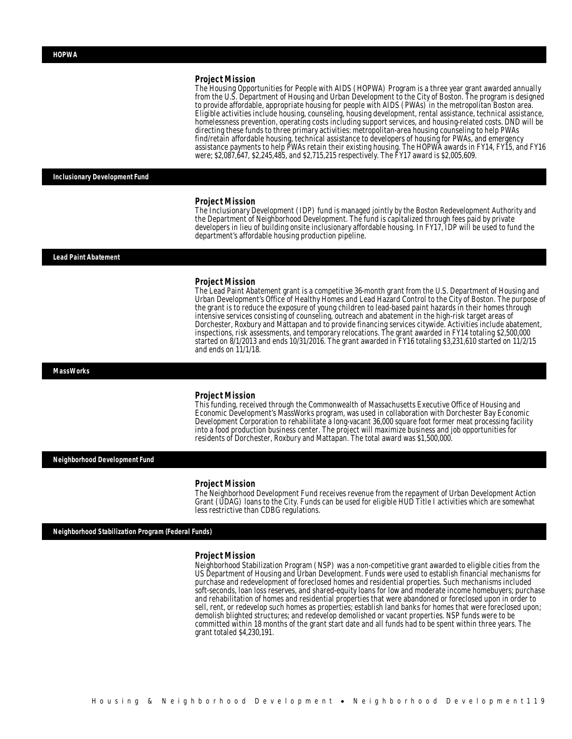## HOPWA

### Project Mission

The Housing Opportunities for People with AIDS (HOPWA) Program is a three year grant awarded annually from the U.S. Department of Housing and Urban Development to the City of Boston. The program is designed to provide affordable, appropriate housing for people with AIDS (PWAs) in the metropolitan Boston area. Eligible activities include housing, counseling, housing development, rental assistance, technical assistance, homelessness prevention, operating costs including support services, and housing-related costs. DND will be directing these funds to three primary activities: metropolitan-area housing counseling to help PWAs find/retain affordable housing, technical assistance to developers of housing for PWAs, and emergency assistance payments to help PWAs retain their existing housing. The HOPWA awards in FY14, FY15, and FY16 were; $2,087,647, $2,245,485, and $2,715,215 respectively. The FY17 award is $2,005,609.

## Inclusionary Development Fund

### Project Mission

The Inclusionary Development (IDP) fund is managed jointly by the Boston Redevelopment Authority and the Department of Neighborhood Development. The fund is capitalized through fees paid by private developers in lieu of building onsite inclusionary affordable housing. In FY17, IDP will be used to fund the department's affordable housing production pipeline.

## Lead Paint Abatement

### Project Mission

The Lead Paint Abatement grant is a competitive 36-month grant from the U.S. Department of Housing and Urban Development's Office of Healthy Homes and Lead Hazard Control to the City of Boston. The purpose of the grant is to reduce the exposure of young children to lead-based paint hazards in their homes through intensive services consisting of counseling, outreach and abatement in the high-risk target areas of Dorchester, Roxbury and Mattapan and to provide financing services citywide. Activities include abatement, inspections, risk assessments, and temporary relocations. The grant awarded in FY14 totaling $2,500,000 started on 8/1/2013 and ends 10/31/2016. The grant awarded in FY16 totaling $3,231,610 started on 11/2/15 and ends on 11/1/18.

## MassWorks

### Project Mission

This funding, received through the Commonwealth of Massachusetts Executive Office of Housing and Economic Development's MassWorks program, was used in collaboration with Dorchester Bay Economic Development Corporation to rehabilitate a long-vacant 36,000 square foot former meat processing facility into a food production business center. The project will maximize business and job opportunities for residents of Dorchester, Roxbury and Mattapan. The total award was $1,500,000.

## Neighborhood Development Fund

### Project Mission

The Neighborhood Development Fund receives revenue from the repayment of Urban Development Action Grant (UDAG) loans to the City. Funds can be used for eligible HUD Title I activities which are somewhat less restrictive than CDBG regulations.

## Neighborhood Stabilization Program (Federal Funds)

### Project Mission

Neighborhood Stabilization Program (NSP) was a non-competitive grant awarded to eligible cities from the US Department of Housing and Urban Development. Funds were used to establish financial mechanisms for purchase and redevelopment of foreclosed homes and residential properties. Such mechanisms included soft-seconds, loan loss reserves, and shared-equity loans for low and moderate income homebuyers; purchase and rehabilitation of homes and residential properties that were abandoned or foreclosed upon in order to sell, rent, or redevelop such homes as properties; establish land banks for homes that were foreclosed upon; demolish blighted structures; and redevelop demolished or vacant properties. NSP funds were to be committed within 18 months of the grant start date and all funds had to be spent within three years. The grant totaled $4,230,191.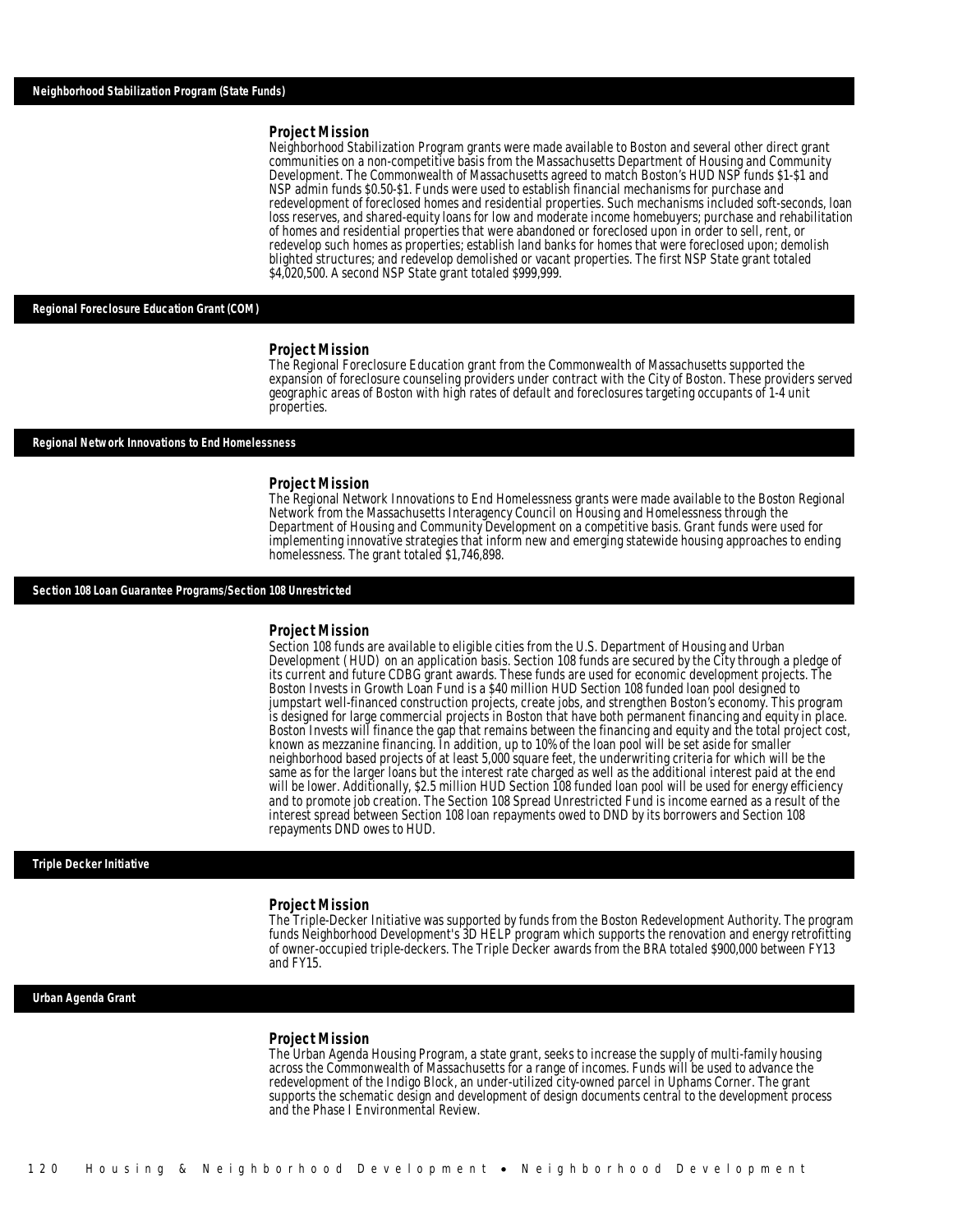## Neighborhood Stabilization Program (State Funds)

### Project Mission

Neighborhood Stabilization Program grants were made available to Boston and several other direct grant communities on a non-competitive basis from the Massachusetts Department of Housing and Community Development. The Commonwealth of Massachusetts agreed to match Boston's HUD NSP funds $1-$1 and NSP admin funds $0.50-$1. Funds were used to establish financial mechanisms for purchase and redevelopment of foreclosed homes and residential properties. Such mechanisms included soft-seconds, loan loss reserves, and shared-equity loans for low and moderate income homebuyers; purchase and rehabilitation of homes and residential properties that were abandoned or foreclosed upon in order to sell, rent, or redevelop such homes as properties; establish land banks for homes that were foreclosed upon; demolish blighted structures; and redevelop demolished or vacant properties. The first NSP State grant totaled $4,020,500. A second NSP State grant totaled $999,999.

## Regional Foreclosure Education Grant (COM)

### Project Mission

The Regional Foreclosure Education grant from the Commonwealth of Massachusetts supported the expansion of foreclosure counseling providers under contract with the City of Boston. These providers served geographic areas of Boston with high rates of default and foreclosures targeting occupants of 1-4 unit properties.

## Regional Network Innovations to End Homelessness

### Project Mission

The Regional Network Innovations to End Homelessness grants were made available to the Boston Regional Network from the Massachusetts Interagency Council on Housing and Homelessness through the Department of Housing and Community Development on a competitive basis. Grant funds were used for implementing innovative strategies that inform new and emerging statewide housing approaches to ending homelessness. The grant totaled $1,746,898.

## Section 108 Loan Guarantee Programs/Section 108 Unrestricted

### Project Mission

Section 108 funds are available to eligible cities from the U.S. Department of Housing and Urban Development (HUD) on an application basis. Section 108 funds are secured by the City through a pledge of its current and future CDBG grant awards. These funds are used for economic development projects. The Boston Invests in Growth Loan Fund is a $40 million HUD Section 108 funded loan pool designed to jumpstart well-financed construction projects, create jobs, and strengthen Boston's economy. This program is designed for large commercial projects in Boston that have both permanent financing and equity in place. Boston Invests will finance the gap that remains between the financing and equity and the total project cost, known as mezzanine financing. In addition, up to 10% of the loan pool will be set aside for smaller neighborhood based projects of at least 5,000 square feet, the underwriting criteria for which will be the same as for the larger loans but the interest rate charged as well as the additional interest paid at the end will be lower. Additionally, $2.5 million HUD Section 108 funded loan pool will be used for energy efficiency and to promote job creation. The Section 108 Spread Unrestricted Fund is income earned as a result of the interest spread between Section 108 loan repayments owed to DND by its borrowers and Section 108 repayments DND owes to HUD.

## Triple Decker Initiative

### Project Mission

The Triple-Decker Initiative was supported by funds from the Boston Redevelopment Authority. The program funds Neighborhood Development's 3D HELP program which supports the renovation and energy retrofitting of owner-occupied triple-deckers. The Triple Decker awards from the BRA totaled $900,000 between FY13 and FY15.

## Urban Agenda Grant

### Project Mission

The Urban Agenda Housing Program, a state grant, seeks to increase the supply of multi-family housing across the Commonwealth of Massachusetts for a range of incomes. Funds will be used to advance the redevelopment of the Indigo Block, an under-utilized city-owned parcel in Uphams Corner. The grant supports the schematic design and development of design documents central to the development process and the Phase I Environmental Review.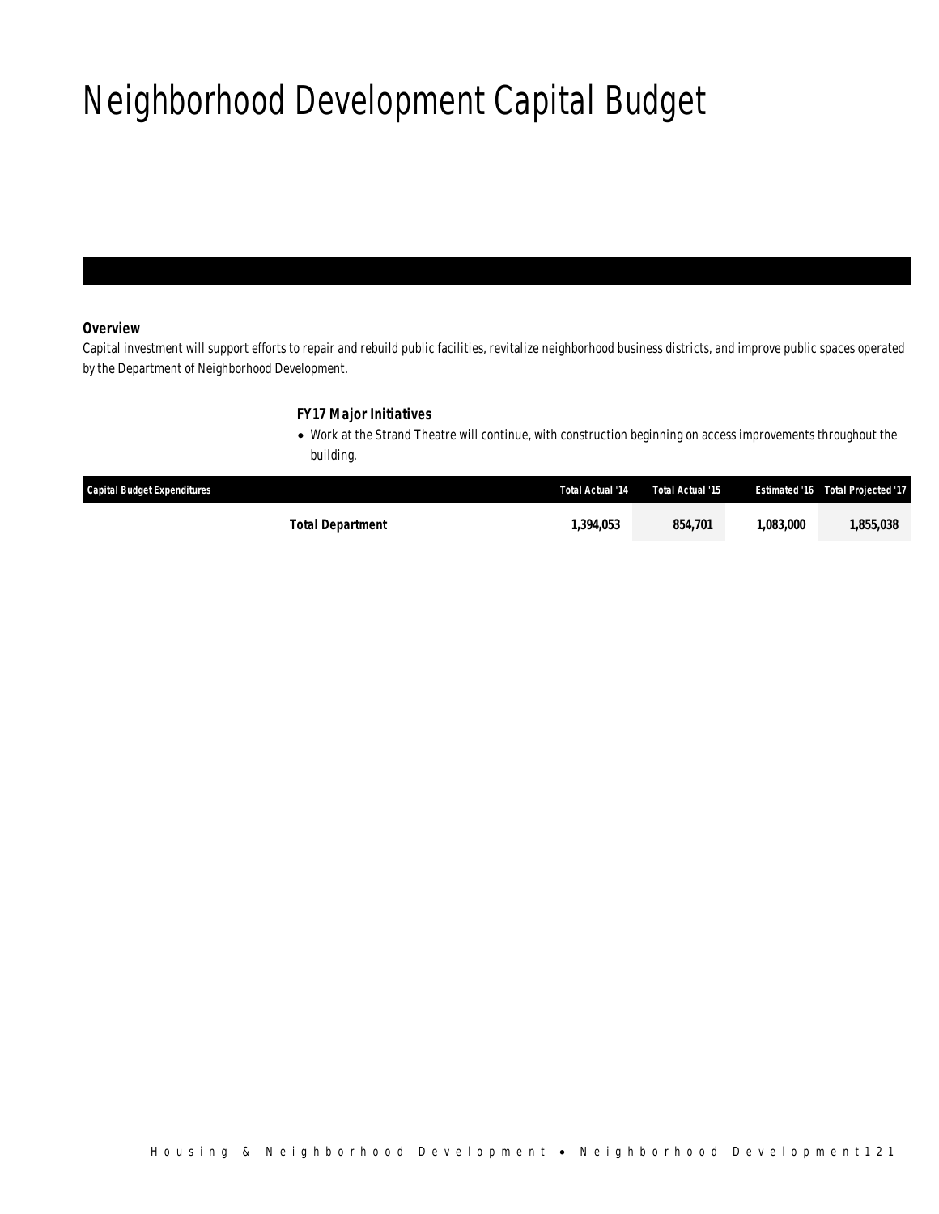# Neighborhood Development Capital Budget

### Overview

Capital investment will support efforts to repair and rebuild public facilities, revitalize neighborhood business districts, and improve public spaces operated by the Department of Neighborhood Development.

### FY17 Major Initiatives

- Work at the Strand Theatre will continue, with construction beginning on access improvements throughout the building.

| Capital Budget Expenditures | Total Actual '14 | Total Actual '15 | Estimated '16 | Total Projected '17 |
|---|---|---|---|---|
| **Total Department** | **1,394,053** | **854,701** | **1,083,000** | **1,855,038** |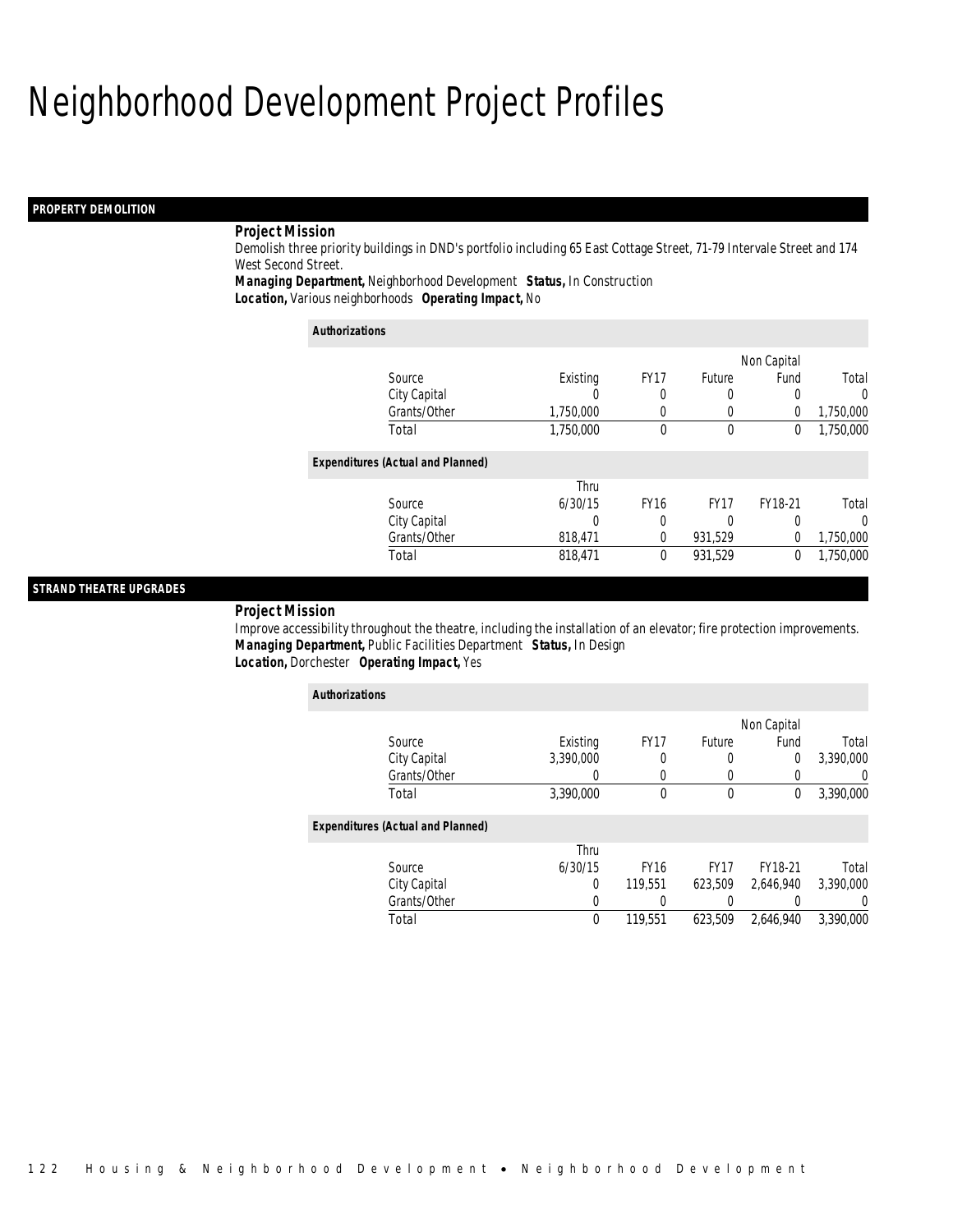# Neighborhood Development Project Profiles

## PROPERTY DEMOLITION

### Project Mission

Demolish three priority buildings in DND's portfolio including 65 East Cottage Street, 71-79 Intervale Street and 174 West Second Street.

**Managing Department,** Neighborhood Development **Status,** In Construction
**Location,** Various neighborhoods **Operating Impact,** No

**Authorizations**

| Source | Existing | FY17 | Future | Non Capital Fund | Total |
|---|---|---|---|---|---|
| City Capital | 0 | 0 | 0 | 0 | 0 |
| Grants/Other | 1,750,000 | 0 | 0 | 0 | 1,750,000 |
| Total | 1,750,000 | 0 | 0 | 0 | 1,750,000 |

**Expenditures (Actual and Planned)**

| Source | Thru 6/30/15 | FY16 | FY17 | FY18-21 | Total |
|---|---|---|---|---|---|
| City Capital | 0 | 0 | 0 | 0 | 0 |
| Grants/Other | 818,471 | 0 | 931,529 | 0 | 1,750,000 |
| Total | 818,471 | 0 | 931,529 | 0 | 1,750,000 |

## STRAND THEATRE UPGRADES

### Project Mission

Improve accessibility throughout the theatre, including the installation of an elevator; fire protection improvements.

**Managing Department,** Public Facilities Department **Status,** In Design
**Location,** Dorchester **Operating Impact,** Yes

**Authorizations**

| Source | Existing | FY17 | Future | Non Capital Fund | Total |
|---|---|---|---|---|---|
| City Capital | 3,390,000 | 0 | 0 | 0 | 3,390,000 |
| Grants/Other | 0 | 0 | 0 | 0 | 0 |
| Total | 3,390,000 | 0 | 0 | 0 | 3,390,000 |

**Expenditures (Actual and Planned)**

| Source | Thru 6/30/15 | FY16 | FY17 | FY18-21 | Total |
|---|---|---|---|---|---|
| City Capital | 0 | 119,551 | 623,509 | 2,646,940 | 3,390,000 |
| Grants/Other | 0 | 0 | 0 | 0 | 0 |
| Total | 0 | 119,551 | 623,509 | 2,646,940 | 3,390,000 |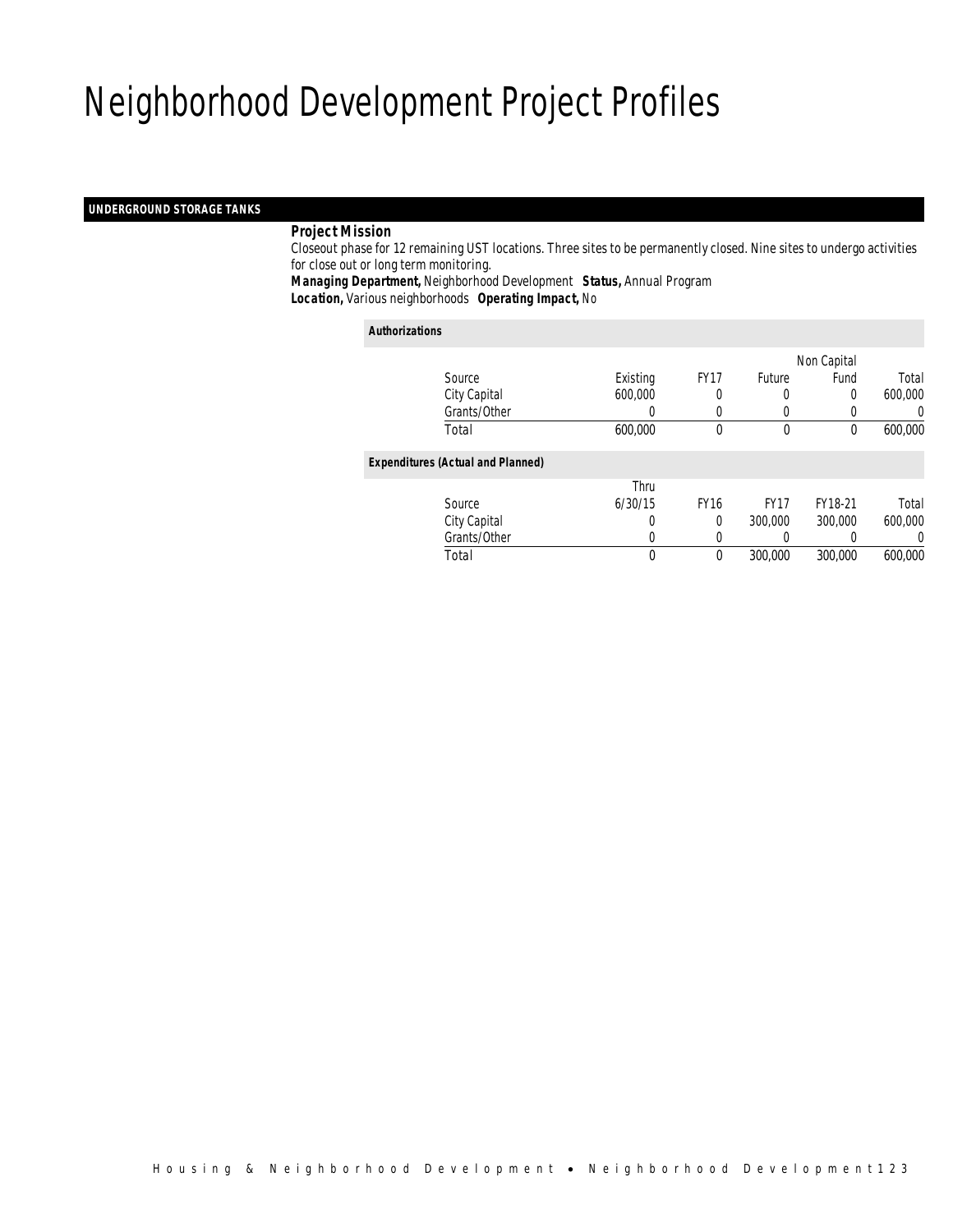# Neighborhood Development Project Profiles

## UNDERGROUND STORAGE TANKS

### Project Mission

Closeout phase for 12 remaining UST locations. Three sites to be permanently closed. Nine sites to undergo activities for close out or long term monitoring.

***Managing Department,*** Neighborhood Development ***Status,*** Annual Program
***Location,*** Various neighborhoods ***Operating Impact,*** No

***Authorizations***

| Source | Existing | FY17 | Future | Non Capital Fund | Total |
|---|---|---|---|---|---|
| City Capital | 600,000 | 0 | 0 | 0 | 600,000 |
| Grants/Other | 0 | 0 | 0 | 0 | 0 |
| Total | 600,000 | 0 | 0 | 0 | 600,000 |

***Expenditures (Actual and Planned)***

| Source | Thru 6/30/15 | FY16 | FY17 | FY18-21 | Total |
|---|---|---|---|---|---|
| City Capital | 0 | 0 | 300,000 | 300,000 | 600,000 |
| Grants/Other | 0 | 0 | 0 | 0 | 0 |
| Total | 0 | 0 | 300,000 | 300,000 | 600,000 |